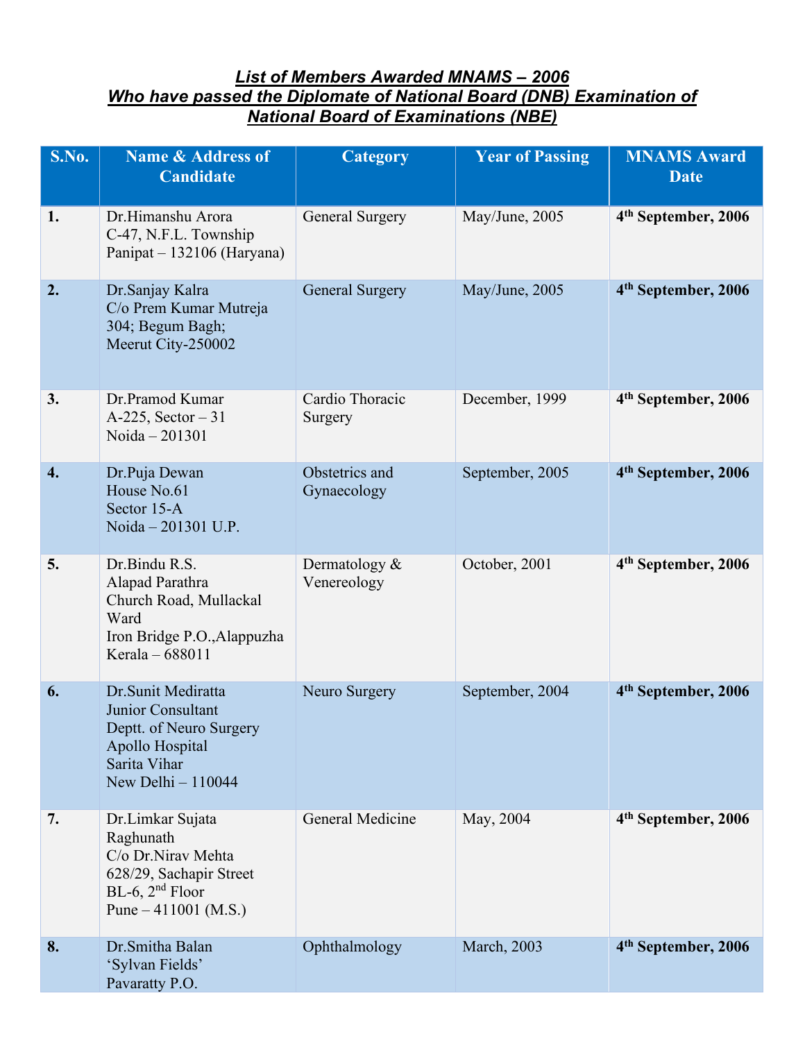# ***List of Members Awarded MNAMS – 2006***
# ***Who have passed the Diplomate of National Board (DNB) Examination of National Board of Examinations (NBE)***

| S.No. | Name & Address of Candidate | Category | Year of Passing | MNAMS Award Date |
|---|---|---|---|---|
| **1.** | Dr.Himanshu Arora<br>C-47, N.F.L. Township<br>Panipat – 132106 (Haryana) | General Surgery | May/June, 2005 | **4th September, 2006** |
| **2.** | Dr.Sanjay Kalra<br>C/o Prem Kumar Mutreja<br>304; Begum Bagh;<br>Meerut City-250002 | General Surgery | May/June, 2005 | **4th September, 2006** |
| **3.** | Dr.Pramod Kumar<br>A-225, Sector – 31<br>Noida – 201301 | Cardio Thoracic Surgery | December, 1999 | **4th September, 2006** |
| **4.** | Dr.Puja Dewan<br>House No.61<br>Sector 15-A<br>Noida – 201301 U.P. | Obstetrics and Gynaecology | September, 2005 | **4th September, 2006** |
| **5.** | Dr.Bindu R.S.<br>Alapad Parathra<br>Church Road, Mullackal Ward<br>Iron Bridge P.O.,Alappuzha<br>Kerala – 688011 | Dermatology & Venereology | October, 2001 | **4th September, 2006** |
| **6.** | Dr.Sunit Mediratta<br>Junior Consultant<br>Deptt. of Neuro Surgery<br>Apollo Hospital<br>Sarita Vihar<br>New Delhi – 110044 | Neuro Surgery | September, 2004 | **4th September, 2006** |
| **7.** | Dr.Limkar Sujata Raghunath<br>C/o Dr.Nirav Mehta<br>628/29, Sachapir Street<br>BL-6, 2nd Floor<br>Pune – 411001 (M.S.) | General Medicine | May, 2004 | **4th September, 2006** |
| **8.** | Dr.Smitha Balan<br>'Sylvan Fields'<br>Pavaratty P.O. | Ophthalmology | March, 2003 | **4th September, 2006** |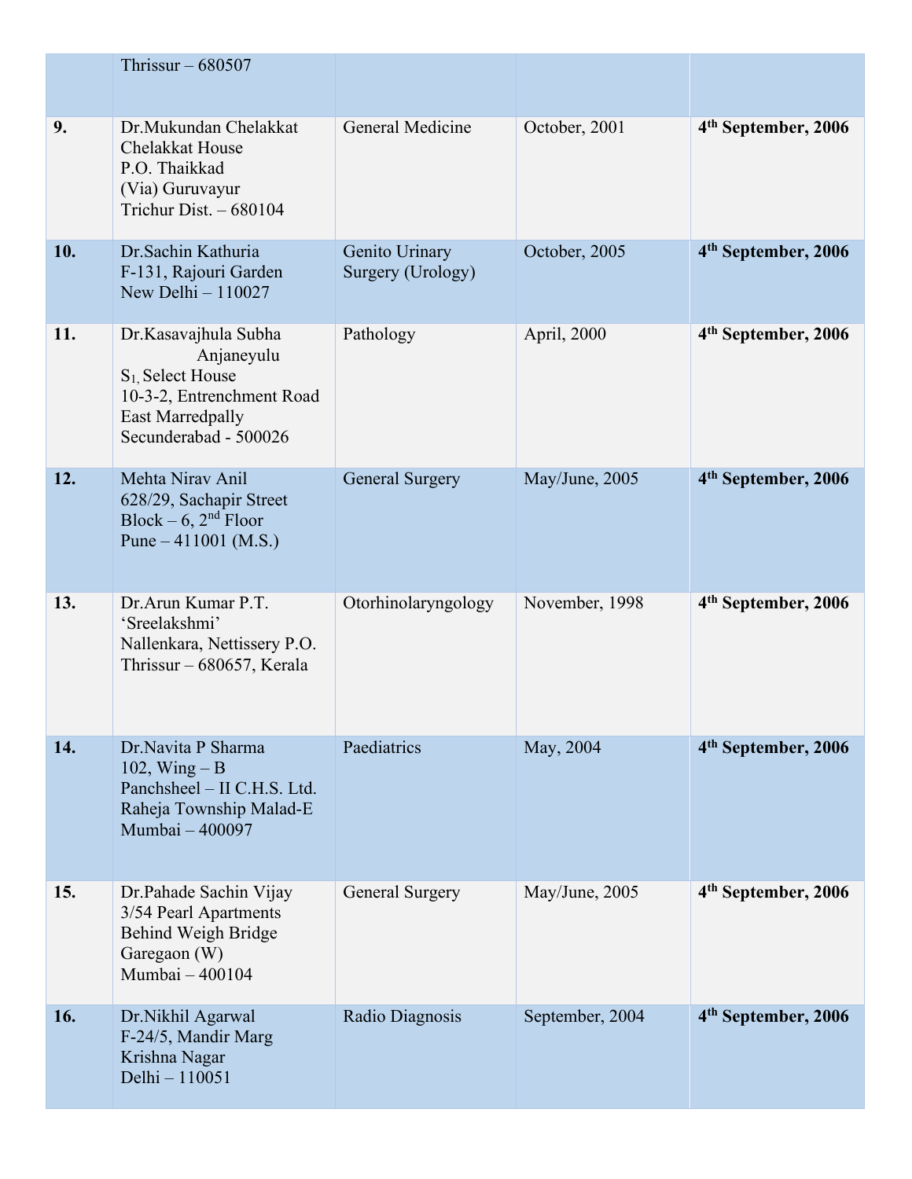| | | | | |
|---|---|---|---|---|
| | Thrissur – 680507 | | | |
| **9.** | Dr.Mukundan Chelakkat<br>Chelakkat House<br>P.O. Thaikkad<br>(Via) Guruvayur<br>Trichur Dist. – 680104 | General Medicine | October, 2001 | **4th September, 2006** |
| **10.** | Dr.Sachin Kathuria<br>F-131, Rajouri Garden<br>New Delhi – 110027 | Genito Urinary Surgery (Urology) | October, 2005 | **4th September, 2006** |
| **11.** | Dr.Kasavajhula Subha Anjaneyulu<br>$S_1$, Select House<br>10-3-2, Entrenchment Road<br>East Marredpally<br>Secunderabad - 500026 | Pathology | April, 2000 | **4th September, 2006** |
| **12.** | Mehta Nirav Anil<br>628/29, Sachapir Street<br>Block – 6, 2nd Floor<br>Pune – 411001 (M.S.) | General Surgery | May/June, 2005 | **4th September, 2006** |
| **13.** | Dr.Arun Kumar P.T.<br>'Sreelakshmi'<br>Nallenkara, Nettissery P.O.<br>Thrissur – 680657, Kerala | Otorhinolaryngology | November, 1998 | **4th September, 2006** |
| **14.** | Dr.Navita P Sharma<br>102, Wing – B<br>Panchsheel – II C.H.S. Ltd.<br>Raheja Township Malad-E<br>Mumbai – 400097 | Paediatrics | May, 2004 | **4th September, 2006** |
| **15.** | Dr.Pahade Sachin Vijay<br>3/54 Pearl Apartments<br>Behind Weigh Bridge<br>Garegaon (W)<br>Mumbai – 400104 | General Surgery | May/June, 2005 | **4th September, 2006** |
| **16.** | Dr.Nikhil Agarwal<br>F-24/5, Mandir Marg<br>Krishna Nagar<br>Delhi – 110051 | Radio Diagnosis | September, 2004 | **4th September, 2006** |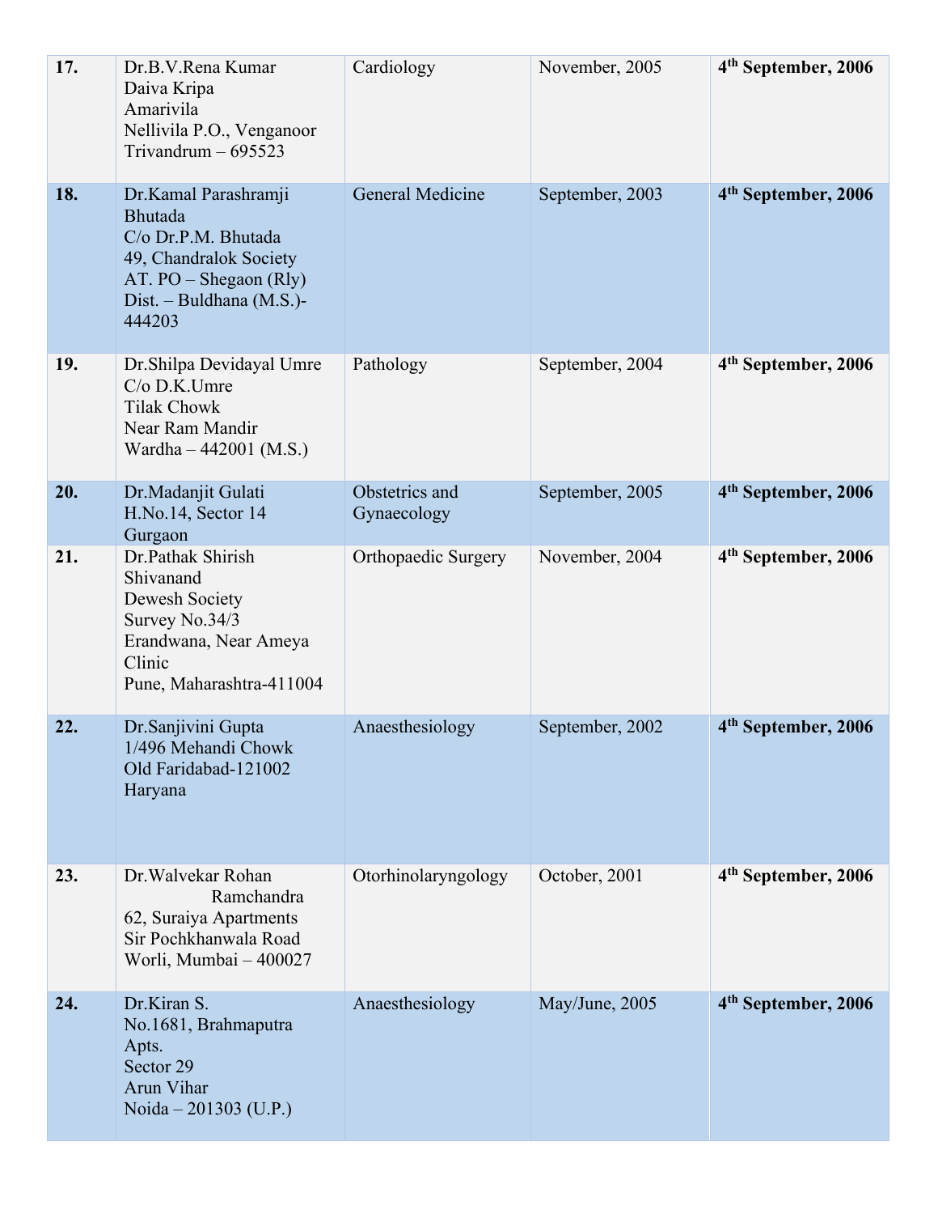| | | | | |
|---|---|---|---|---|
| **17.** | Dr.B.V.Rena Kumar<br>Daiva Kripa<br>Amarivila<br>Nellivila P.O., Venganoor<br>Trivandrum – 695523 | Cardiology | November, 2005 | **4th September, 2006** |
| **18.** | Dr.Kamal Parashramji Bhutada<br>C/o Dr.P.M. Bhutada<br>49, Chandralok Society<br>AT. PO – Shegaon (Rly)<br>Dist. – Buldhana (M.S.)-444203 | General Medicine | September, 2003 | **4th September, 2006** |
| **19.** | Dr.Shilpa Devidayal Umre<br>C/o D.K.Umre<br>Tilak Chowk<br>Near Ram Mandir<br>Wardha – 442001 (M.S.) | Pathology | September, 2004 | **4th September, 2006** |
| **20.** | Dr.Madanjit Gulati<br>H.No.14, Sector 14<br>Gurgaon | Obstetrics and Gynaecology | September, 2005 | **4th September, 2006** |
| **21.** | Dr.Pathak Shirish Shivanand<br>Dewesh Society<br>Survey No.34/3<br>Erandwana, Near Ameya Clinic<br>Pune, Maharashtra-411004 | Orthopaedic Surgery | November, 2004 | **4th September, 2006** |
| **22.** | Dr.Sanjivini Gupta<br>1/496 Mehandi Chowk<br>Old Faridabad-121002<br>Haryana | Anaesthesiology | September, 2002 | **4th September, 2006** |
| **23.** | Dr.Walvekar Rohan Ramchandra<br>62, Suraiya Apartments<br>Sir Pochkhanwala Road<br>Worli, Mumbai – 400027 | Otorhinolaryngology | October, 2001 | **4th September, 2006** |
| **24.** | Dr.Kiran S.<br>No.1681, Brahmaputra Apts.<br>Sector 29<br>Arun Vihar<br>Noida – 201303 (U.P.) | Anaesthesiology | May/June, 2005 | **4th September, 2006** |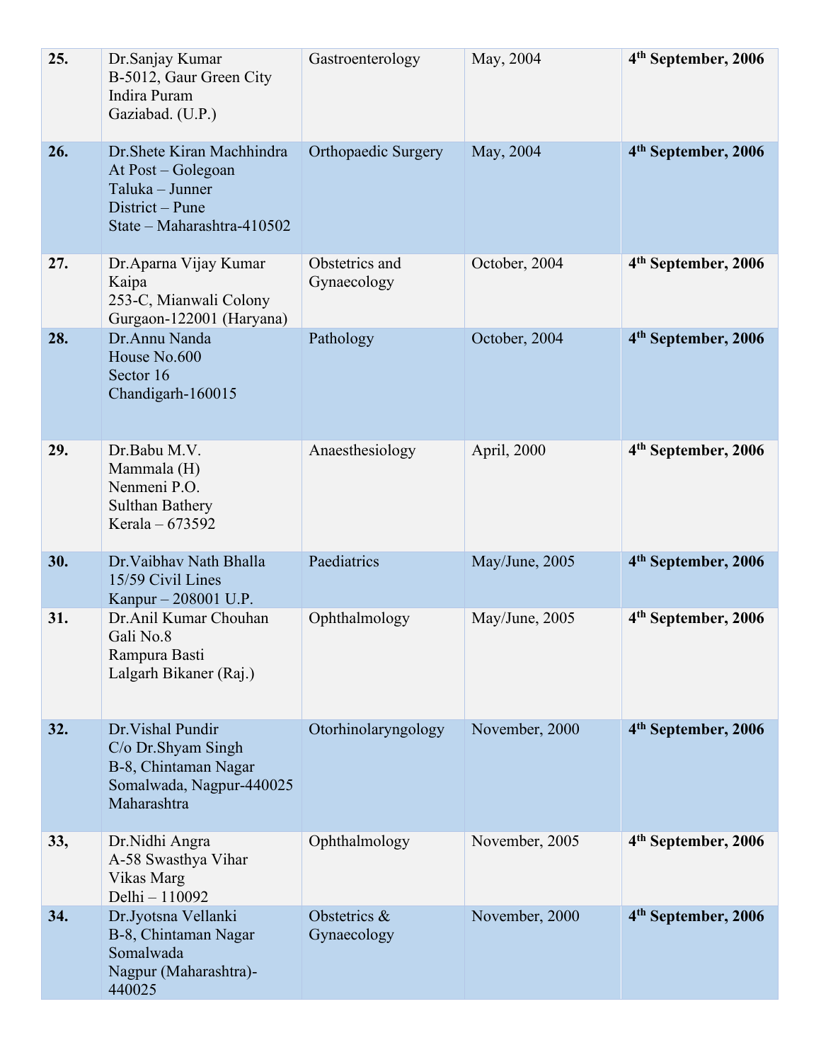| | | | | |
|---|---|---|---|---|
| **25.** | Dr.Sanjay Kumar<br>B-5012, Gaur Green City<br>Indira Puram<br>Gaziabad. (U.P.) | Gastroenterology | May, 2004 | **4th September, 2006** |
| **26.** | Dr.Shete Kiran Machhindra<br>At Post – Golegoan<br>Taluka – Junner<br>District – Pune<br>State – Maharashtra-410502 | Orthopaedic Surgery | May, 2004 | **4th September, 2006** |
| **27.** | Dr.Aparna Vijay Kumar Kaipa<br>253-C, Mianwali Colony<br>Gurgaon-122001 (Haryana) | Obstetrics and Gynaecology | October, 2004 | **4th September, 2006** |
| **28.** | Dr.Annu Nanda<br>House No.600<br>Sector 16<br>Chandigarh-160015 | Pathology | October, 2004 | **4th September, 2006** |
| **29.** | Dr.Babu M.V.<br>Mammala (H)<br>Nenmeni P.O.<br>Sulthan Bathery<br>Kerala – 673592 | Anaesthesiology | April, 2000 | **4th September, 2006** |
| **30.** | Dr.Vaibhav Nath Bhalla<br>15/59 Civil Lines<br>Kanpur – 208001 U.P. | Paediatrics | May/June, 2005 | **4th September, 2006** |
| **31.** | Dr.Anil Kumar Chouhan<br>Gali No.8<br>Rampura Basti<br>Lalgarh Bikaner (Raj.) | Ophthalmology | May/June, 2005 | **4th September, 2006** |
| **32.** | Dr.Vishal Pundir<br>C/o Dr.Shyam Singh<br>B-8, Chintaman Nagar<br>Somalwada, Nagpur-440025<br>Maharashtra | Otorhinolaryngology | November, 2000 | **4th September, 2006** |
| **33,** | Dr.Nidhi Angra<br>A-58 Swasthya Vihar<br>Vikas Marg<br>Delhi – 110092 | Ophthalmology | November, 2005 | **4th September, 2006** |
| **34.** | Dr.Jyotsna Vellanki<br>B-8, Chintaman Nagar<br>Somalwada<br>Nagpur (Maharashtra)-440025 | Obstetrics & Gynaecology | November, 2000 | **4th September, 2006** |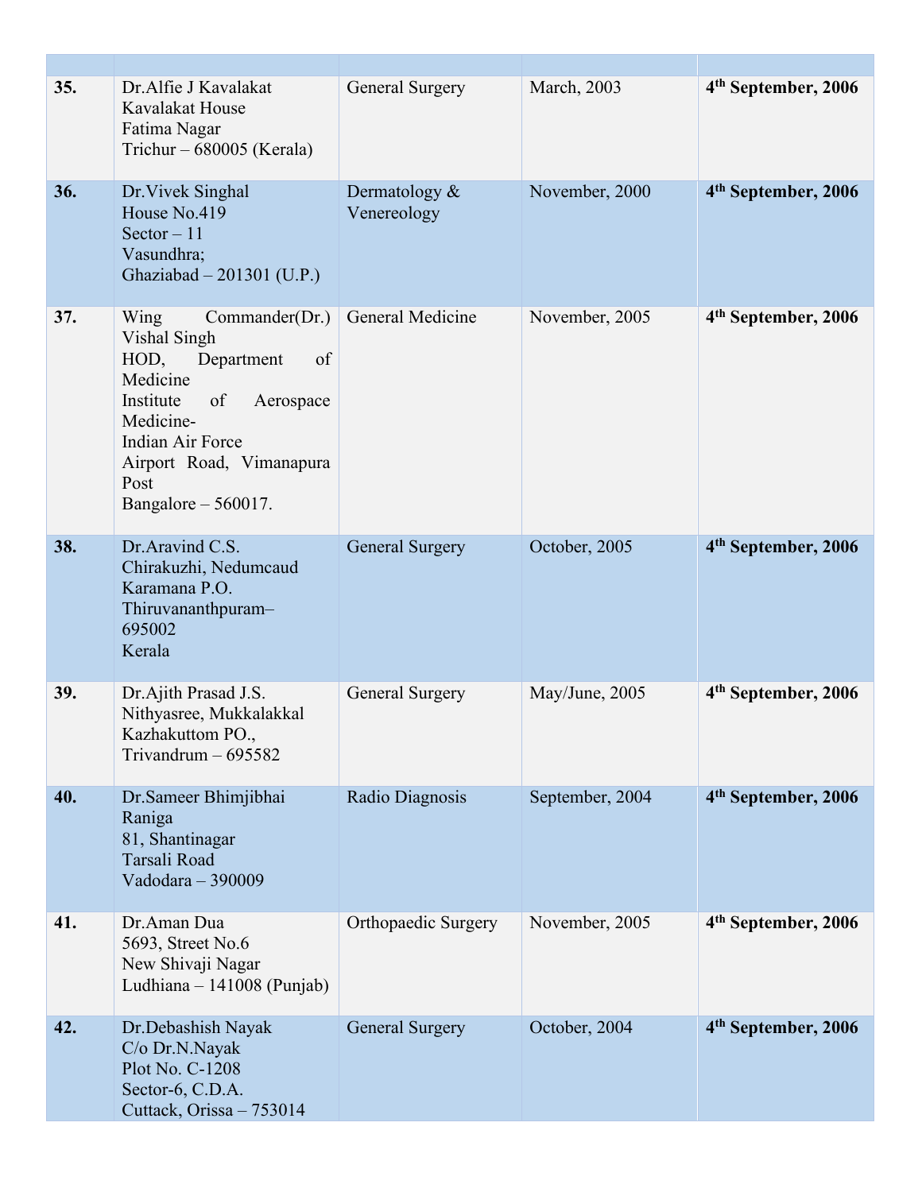| | | | | |
|---|---|---|---|---|
| **35.** | Dr.Alfie J Kavalakat<br>Kavalakat House<br>Fatima Nagar<br>Trichur – 680005 (Kerala) | General Surgery | March, 2003 | **4th September, 2006** |
| **36.** | Dr.Vivek Singhal<br>House No.419<br>Sector – 11<br>Vasundhra;<br>Ghaziabad – 201301 (U.P.) | Dermatology & Venereology | November, 2000 | **4th September, 2006** |
| **37.** | Wing Commander(Dr.) Vishal Singh<br>HOD, Department of Medicine<br>Institute of Aerospace Medicine-<br>Indian Air Force<br>Airport Road, Vimanapura Post<br>Bangalore – 560017. | General Medicine | November, 2005 | **4th September, 2006** |
| **38.** | Dr.Aravind C.S.<br>Chirakuzhi, Nedumcaud<br>Karamana P.O.<br>Thiruvananthpuram–695002<br>Kerala | General Surgery | October, 2005 | **4th September, 2006** |
| **39.** | Dr.Ajith Prasad J.S.<br>Nithyasree, Mukkalakkal<br>Kazhakuttom PO.,<br>Trivandrum – 695582 | General Surgery | May/June, 2005 | **4th September, 2006** |
| **40.** | Dr.Sameer Bhimjibhai Raniga<br>81, Shantinagar<br>Tarsali Road<br>Vadodara – 390009 | Radio Diagnosis | September, 2004 | **4th September, 2006** |
| **41.** | Dr.Aman Dua<br>5693, Street No.6<br>New Shivaji Nagar<br>Ludhiana – 141008 (Punjab) | Orthopaedic Surgery | November, 2005 | **4th September, 2006** |
| **42.** | Dr.Debashish Nayak<br>C/o Dr.N.Nayak<br>Plot No. C-1208<br>Sector-6, C.D.A.<br>Cuttack, Orissa – 753014 | General Surgery | October, 2004 | **4th September, 2006** |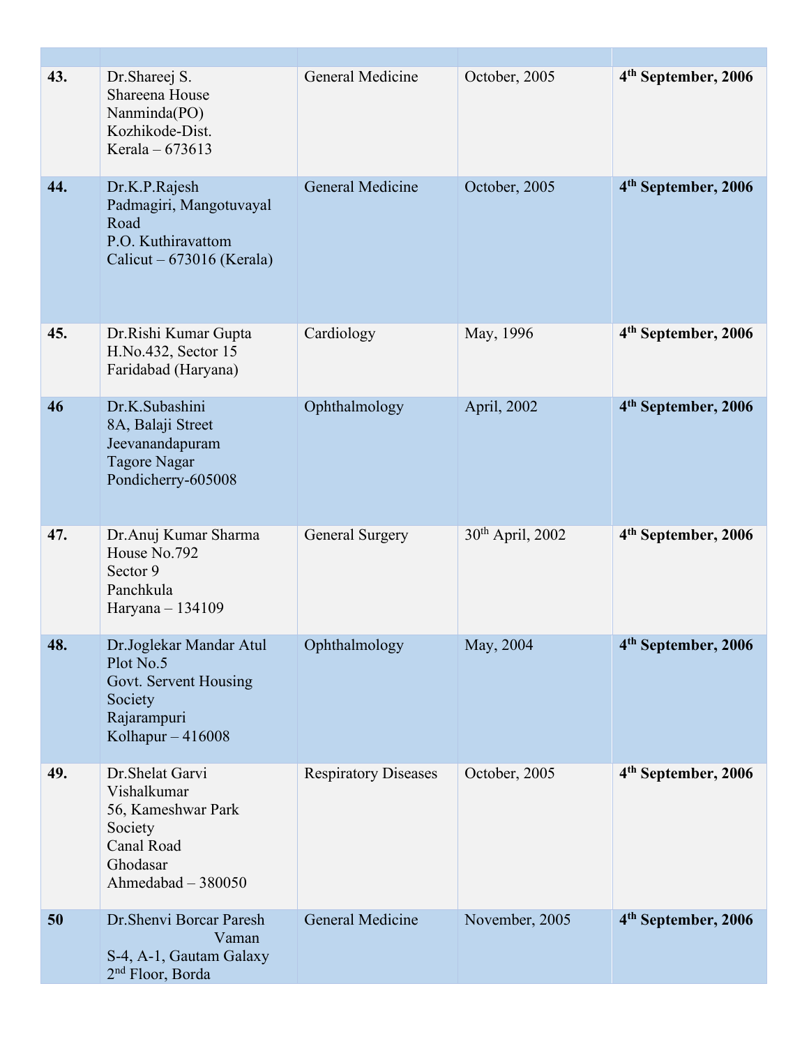| | | | | |
|---|---|---|---|---|
| **43.** | Dr.Shareej S.<br>Shareena House<br>Nanminda(PO)<br>Kozhikode-Dist.<br>Kerala – 673613 | General Medicine | October, 2005 | **4th September, 2006** |
| **44.** | Dr.K.P.Rajesh<br>Padmagiri, Mangotuvayal Road<br>P.O. Kuthiravattom<br>Calicut – 673016 (Kerala) | General Medicine | October, 2005 | **4th September, 2006** |
| **45.** | Dr.Rishi Kumar Gupta<br>H.No.432, Sector 15<br>Faridabad (Haryana) | Cardiology | May, 1996 | **4th September, 2006** |
| **46** | Dr.K.Subashini<br>8A, Balaji Street<br>Jeevanandapuram<br>Tagore Nagar<br>Pondicherry-605008 | Ophthalmology | April, 2002 | **4th September, 2006** |
| **47.** | Dr.Anuj Kumar Sharma<br>House No.792<br>Sector 9<br>Panchkula<br>Haryana – 134109 | General Surgery | 30th April, 2002 | **4th September, 2006** |
| **48.** | Dr.Joglekar Mandar Atul<br>Plot No.5<br>Govt. Servent Housing Society<br>Rajarampuri<br>Kolhapur – 416008 | Ophthalmology | May, 2004 | **4th September, 2006** |
| **49.** | Dr.Shelat Garvi Vishalkumar<br>56, Kameshwar Park Society<br>Canal Road<br>Ghodasar<br>Ahmedabad – 380050 | Respiratory Diseases | October, 2005 | **4th September, 2006** |
| **50** | Dr.Shenvi Borcar Paresh Vaman<br>S-4, A-1, Gautam Galaxy<br>2nd Floor, Borda | General Medicine | November, 2005 | **4th September, 2006** |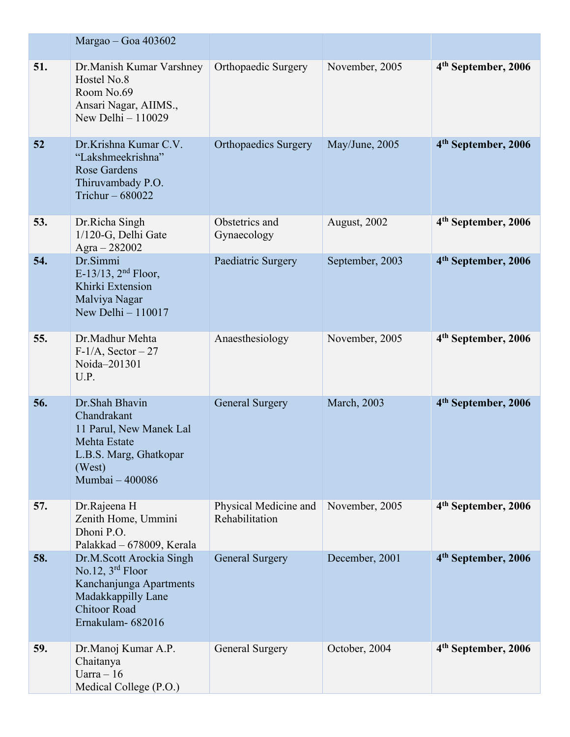| | | | | |
|---|---|---|---|---|
| | Margao – Goa 403602 | | | |
| **51.** | Dr.Manish Kumar Varshney<br>Hostel No.8<br>Room No.69<br>Ansari Nagar, AIIMS.,<br>New Delhi – 110029 | Orthopaedic Surgery | November, 2005 | **4th September, 2006** |
| **52** | Dr.Krishna Kumar C.V.<br>"Lakshmeekrishna"<br>Rose Gardens<br>Thiruvambady P.O.<br>Trichur – 680022 | Orthopaedics Surgery | May/June, 2005 | **4th September, 2006** |
| **53.** | Dr.Richa Singh<br>1/120-G, Delhi Gate<br>Agra – 282002 | Obstetrics and Gynaecology | August, 2002 | **4th September, 2006** |
| **54.** | Dr.Simmi<br>E-13/13, 2nd Floor,<br>Khirki Extension<br>Malviya Nagar<br>New Delhi – 110017 | Paediatric Surgery | September, 2003 | **4th September, 2006** |
| **55.** | Dr.Madhur Mehta<br>F-1/A, Sector – 27<br>Noida–201301<br>U.P. | Anaesthesiology | November, 2005 | **4th September, 2006** |
| **56.** | Dr.Shah Bhavin Chandrakant<br>11 Parul, New Manek Lal Mehta Estate<br>L.B.S. Marg, Ghatkopar (West)<br>Mumbai – 400086 | General Surgery | March, 2003 | **4th September, 2006** |
| **57.** | Dr.Rajeena H<br>Zenith Home, Ummini Dhoni P.O.<br>Palakkad – 678009, Kerala | Physical Medicine and Rehabilitation | November, 2005 | **4th September, 2006** |
| **58.** | Dr.M.Scott Arockia Singh<br>No.12, 3rd Floor<br>Kanchanjunga Apartments<br>Madakkappilly Lane<br>Chitoor Road<br>Ernakulam- 682016 | General Surgery | December, 2001 | **4th September, 2006** |
| **59.** | Dr.Manoj Kumar A.P.<br>Chaitanya<br>Uarra – 16<br>Medical College (P.O.) | General Surgery | October, 2004 | **4th September, 2006** |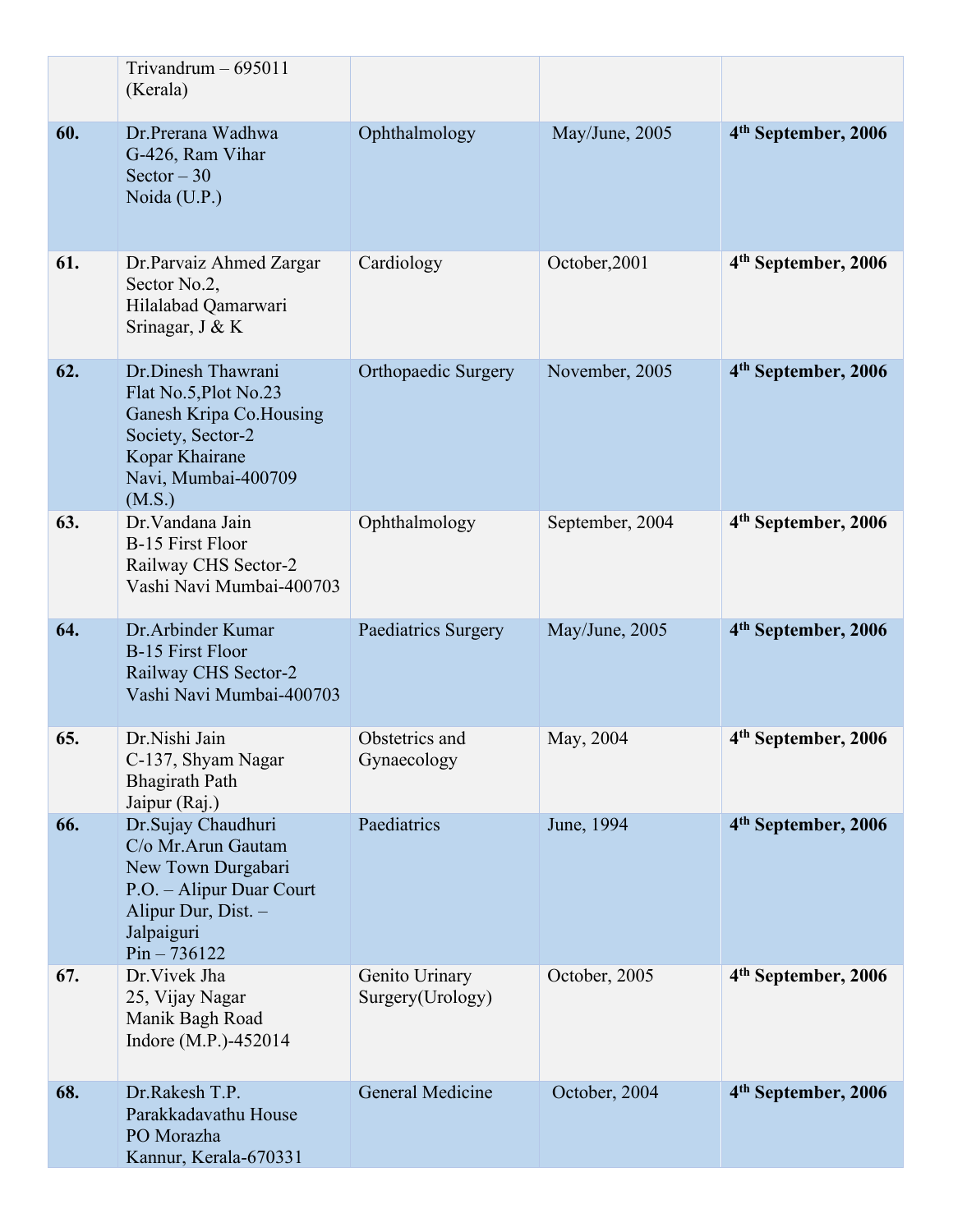| | | | | |
|---|---|---|---|---|
| | Trivandrum – 695011 (Kerala) | | | |
| **60.** | Dr.Prerana Wadhwa<br>G-426, Ram Vihar<br>Sector – 30<br>Noida (U.P.) | Ophthalmology | May/June, 2005 | **4th September, 2006** |
| **61.** | Dr.Parvaiz Ahmed Zargar<br>Sector No.2,<br>Hilalabad Qamarwari<br>Srinagar, J & K | Cardiology | October,2001 | **4th September, 2006** |
| **62.** | Dr.Dinesh Thawrani<br>Flat No.5,Plot No.23<br>Ganesh Kripa Co.Housing Society, Sector-2<br>Kopar Khairane<br>Navi, Mumbai-400709 (M.S.) | Orthopaedic Surgery | November, 2005 | **4th September, 2006** |
| **63.** | Dr.Vandana Jain<br>B-15 First Floor<br>Railway CHS Sector-2<br>Vashi Navi Mumbai-400703 | Ophthalmology | September, 2004 | **4th September, 2006** |
| **64.** | Dr.Arbinder Kumar<br>B-15 First Floor<br>Railway CHS Sector-2<br>Vashi Navi Mumbai-400703 | Paediatrics Surgery | May/June, 2005 | **4th September, 2006** |
| **65.** | Dr.Nishi Jain<br>C-137, Shyam Nagar<br>Bhagirath Path<br>Jaipur (Raj.) | Obstetrics and Gynaecology | May, 2004 | **4th September, 2006** |
| **66.** | Dr.Sujay Chaudhuri<br>C/o Mr.Arun Gautam<br>New Town Durgabari<br>P.O. – Alipur Duar Court<br>Alipur Dur, Dist. – Jalpaiguri<br>Pin – 736122 | Paediatrics | June, 1994 | **4th September, 2006** |
| **67.** | Dr.Vivek Jha<br>25, Vijay Nagar<br>Manik Bagh Road<br>Indore (M.P.)-452014 | Genito Urinary Surgery(Urology) | October, 2005 | **4th September, 2006** |
| **68.** | Dr.Rakesh T.P.<br>Parakkadavathu House<br>PO Morazha<br>Kannur, Kerala-670331 | General Medicine | October, 2004 | **4th September, 2006** |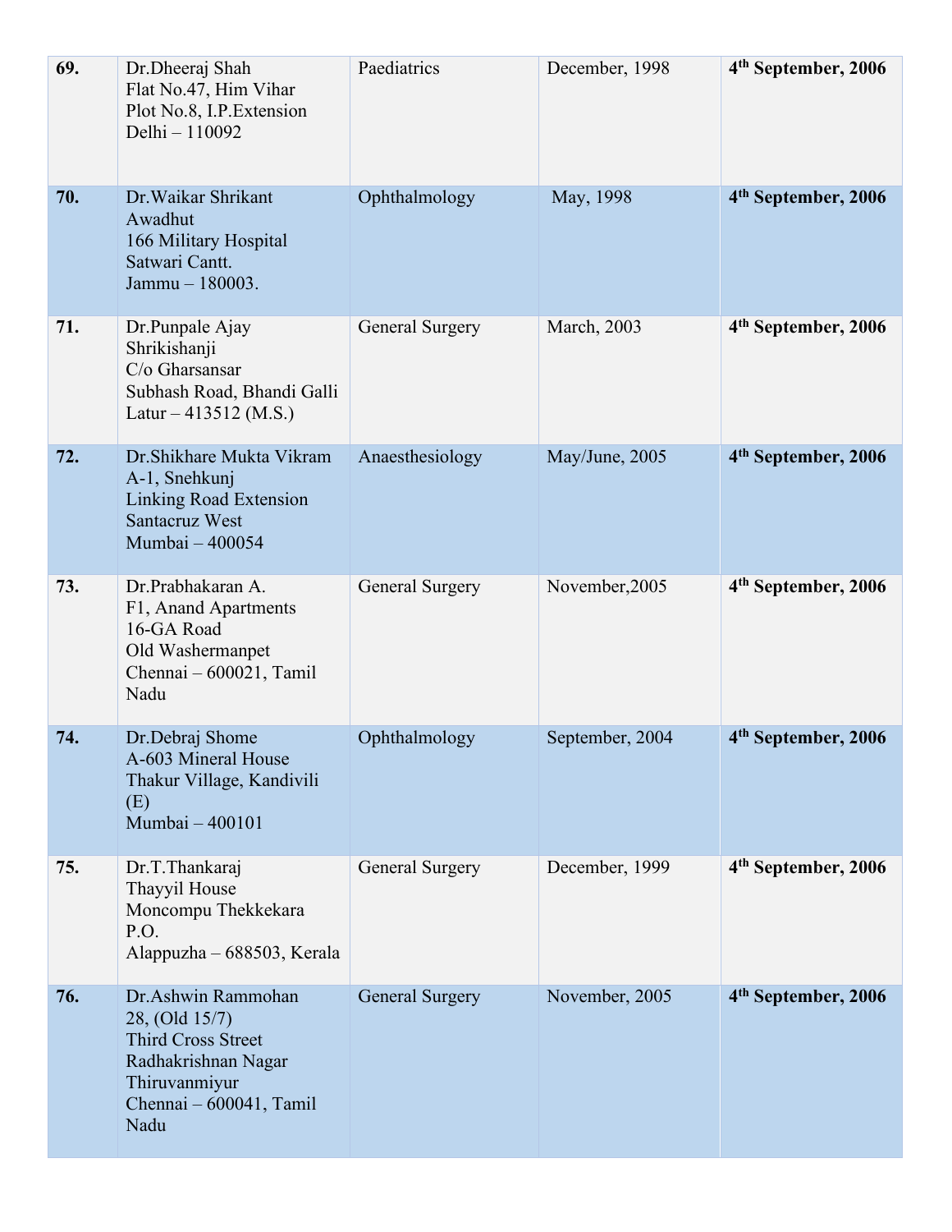| 69. | Dr.Dheeraj Shah<br>Flat No.47, Him Vihar<br>Plot No.8, I.P.Extension<br>Delhi – 110092 | Paediatrics | December, 1998 | **4th September, 2006** |
|---|---|---|---|---|
| **70.** | Dr.Waikar Shrikant Awadhut<br>166 Military Hospital<br>Satwari Cantt.<br>Jammu – 180003. | Ophthalmology | May, 1998 | **4th September, 2006** |
| **71.** | Dr.Punpale Ajay Shrikishanji<br>C/o Gharsansar<br>Subhash Road, Bhandi Galli<br>Latur – 413512 (M.S.) | General Surgery | March, 2003 | **4th September, 2006** |
| **72.** | Dr.Shikhare Mukta Vikram<br>A-1, Snehkunj<br>Linking Road Extension<br>Santacruz West<br>Mumbai – 400054 | Anaesthesiology | May/June, 2005 | **4th September, 2006** |
| **73.** | Dr.Prabhakaran A.<br>F1, Anand Apartments<br>16-GA Road<br>Old Washermanpet<br>Chennai – 600021, Tamil Nadu | General Surgery | November,2005 | **4th September, 2006** |
| **74.** | Dr.Debraj Shome<br>A-603 Mineral House<br>Thakur Village, Kandivili (E)<br>Mumbai – 400101 | Ophthalmology | September, 2004 | **4th September, 2006** |
| **75.** | Dr.T.Thankaraj<br>Thayyil House<br>Moncompu Thekkekara P.O.<br>Alappuzha – 688503, Kerala | General Surgery | December, 1999 | **4th September, 2006** |
| **76.** | Dr.Ashwin Rammohan<br>28, (Old 15/7)<br>Third Cross Street<br>Radhakrishnan Nagar<br>Thiruvanmiyur<br>Chennai – 600041, Tamil Nadu | General Surgery | November, 2005 | **4th September, 2006** |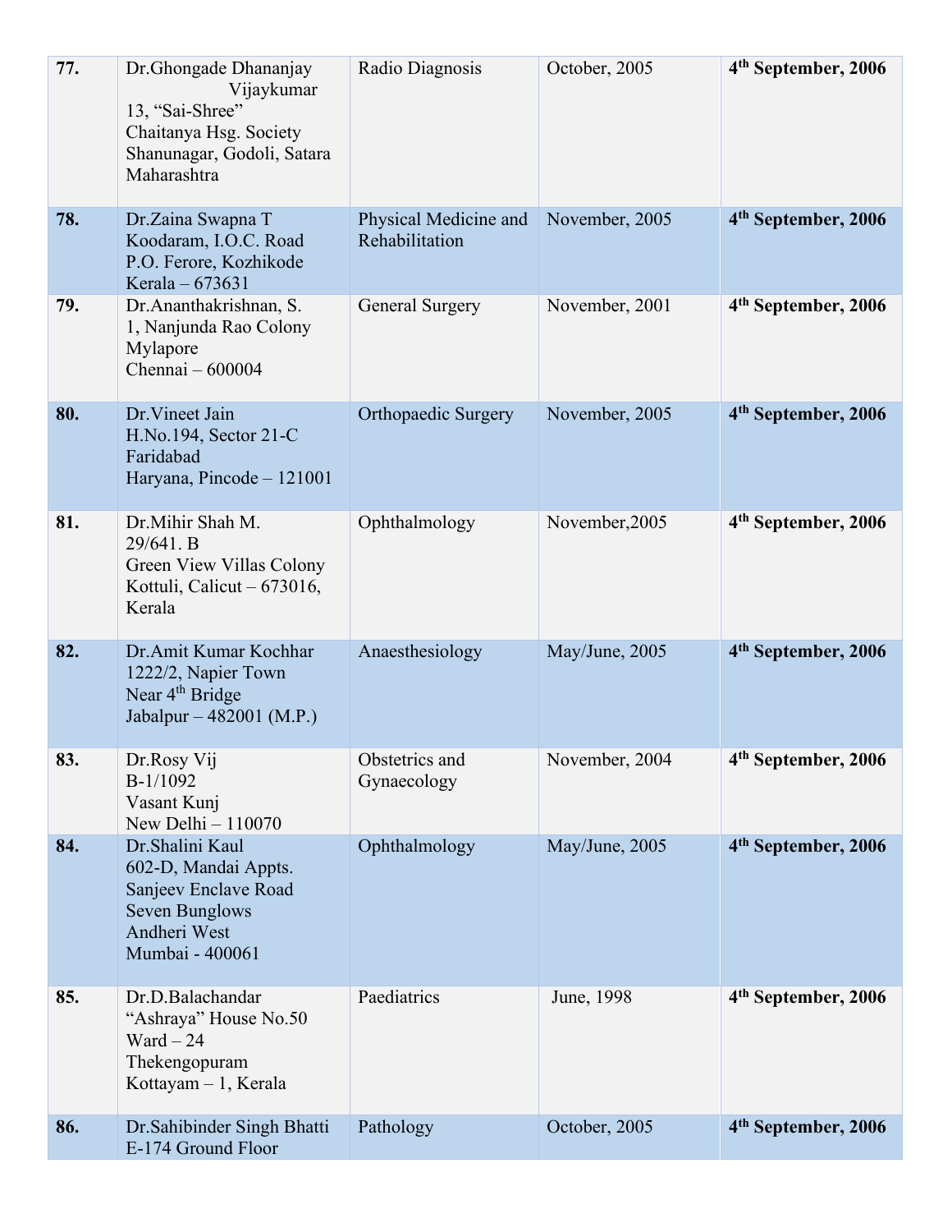| | | | | |
|---|---|---|---|---|
| **77.** | Dr.Ghongade Dhananjay Vijaykumar<br>13, "Sai-Shree"<br>Chaitanya Hsg. Society<br>Shanunagar, Godoli, Satara<br>Maharashtra | Radio Diagnosis | October, 2005 | **4th September, 2006** |
| **78.** | Dr.Zaina Swapna T<br>Koodaram, I.O.C. Road<br>P.O. Ferore, Kozhikode<br>Kerala – 673631 | Physical Medicine and Rehabilitation | November, 2005 | **4th September, 2006** |
| **79.** | Dr.Ananthakrishnan, S.<br>1, Nanjunda Rao Colony<br>Mylapore<br>Chennai – 600004 | General Surgery | November, 2001 | **4th September, 2006** |
| **80.** | Dr.Vineet Jain<br>H.No.194, Sector 21-C<br>Faridabad<br>Haryana, Pincode – 121001 | Orthopaedic Surgery | November, 2005 | **4th September, 2006** |
| **81.** | Dr.Mihir Shah M.<br>29/641. B<br>Green View Villas Colony<br>Kottuli, Calicut – 673016,<br>Kerala | Ophthalmology | November,2005 | **4th September, 2006** |
| **82.** | Dr.Amit Kumar Kochhar<br>1222/2, Napier Town<br>Near 4th Bridge<br>Jabalpur – 482001 (M.P.) | Anaesthesiology | May/June, 2005 | **4th September, 2006** |
| **83.** | Dr.Rosy Vij<br>B-1/1092<br>Vasant Kunj<br>New Delhi – 110070 | Obstetrics and Gynaecology | November, 2004 | **4th September, 2006** |
| **84.** | Dr.Shalini Kaul<br>602-D, Mandai Appts.<br>Sanjeev Enclave Road<br>Seven Bunglows<br>Andheri West<br>Mumbai - 400061 | Ophthalmology | May/June, 2005 | **4th September, 2006** |
| **85.** | Dr.D.Balachandar<br>"Ashraya" House No.50<br>Ward – 24<br>Thekengopuram<br>Kottayam – 1, Kerala | Paediatrics | June, 1998 | **4th September, 2006** |
| **86.** | Dr.Sahibinder Singh Bhatti<br>E-174 Ground Floor | Pathology | October, 2005 | **4th September, 2006** |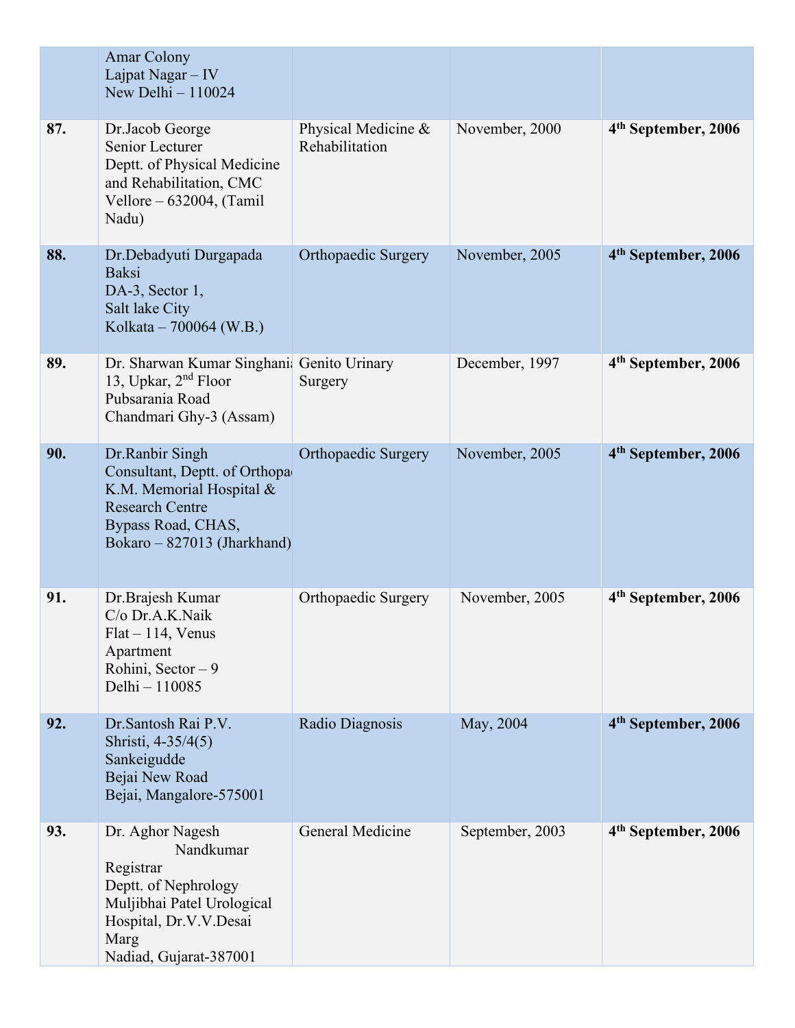| | | | | |
|---|---|---|---|---|
| | Amar Colony<br>Lajpat Nagar – IV<br>New Delhi – 110024 | | | |
| **87.** | Dr.Jacob George<br>Senior Lecturer<br>Deptt. of Physical Medicine and Rehabilitation, CMC Vellore – 632004, (Tamil Nadu) | Physical Medicine & Rehabilitation | November, 2000 | **4th September, 2006** |
| **88.** | Dr.Debadyuti Durgapada Baksi<br>DA-3, Sector 1,<br>Salt lake City<br>Kolkata – 700064 (W.B.) | Orthopaedic Surgery | November, 2005 | **4th September, 2006** |
| **89.** | Dr. Sharwan Kumar Singhania<br>13, Upkar, 2nd Floor<br>Pubsarania Road<br>Chandmari Ghy-3 (Assam) | Genito Urinary Surgery | December, 1997 | **4th September, 2006** |
| **90.** | Dr.Ranbir Singh<br>Consultant, Deptt. of Orthopa<br>K.M. Memorial Hospital & Research Centre<br>Bypass Road, CHAS,<br>Bokaro – 827013 (Jharkhand) | Orthopaedic Surgery | November, 2005 | **4th September, 2006** |
| **91.** | Dr.Brajesh Kumar<br>C/o Dr.A.K.Naik<br>Flat – 114, Venus Apartment<br>Rohini, Sector – 9<br>Delhi – 110085 | Orthopaedic Surgery | November, 2005 | **4th September, 2006** |
| **92.** | Dr.Santosh Rai P.V.<br>Shristi, 4-35/4(5)<br>Sankeigudde<br>Bejai New Road<br>Bejai, Mangalore-575001 | Radio Diagnosis | May, 2004 | **4th September, 2006** |
| **93.** | Dr. Aghor Nagesh Nandkumar<br>Registrar<br>Deptt. of Nephrology<br>Muljibhai Patel Urological Hospital, Dr.V.V.Desai Marg<br>Nadiad, Gujarat-387001 | General Medicine | September, 2003 | **4th September, 2006** |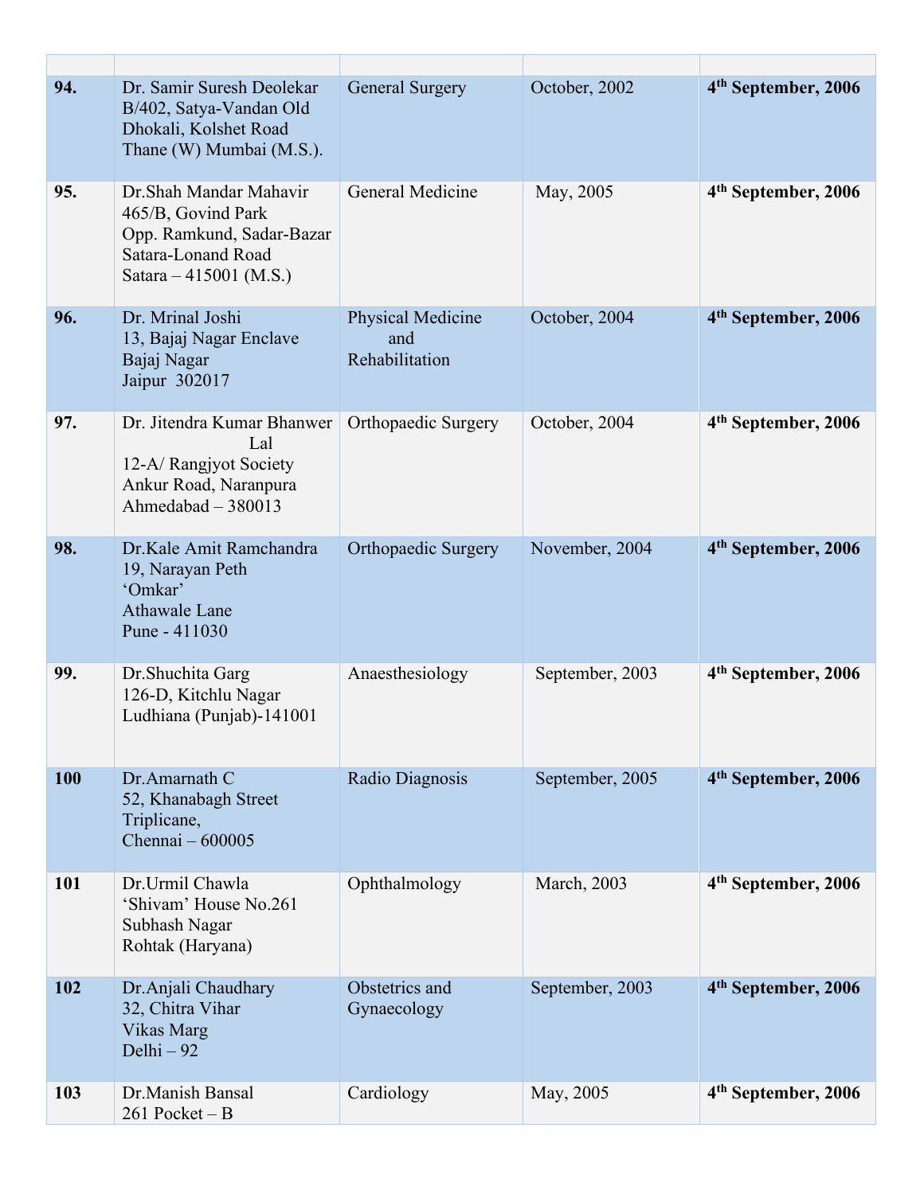| | | | | |
|---|---|---|---|---|
| **94.** | Dr. Samir Suresh Deolekar<br>B/402, Satya-Vandan Old Dhokali, Kolshet Road<br>Thane (W) Mumbai (M.S.). | General Surgery | October, 2002 | **4th September, 2006** |
| **95.** | Dr.Shah Mandar Mahavir<br>465/B, Govind Park<br>Opp. Ramkund, Sadar-Bazar<br>Satara-Lonand Road<br>Satara – 415001 (M.S.) | General Medicine | May, 2005 | **4th September, 2006** |
| **96.** | Dr. Mrinal Joshi<br>13, Bajaj Nagar Enclave<br>Bajaj Nagar<br>Jaipur 302017 | Physical Medicine and Rehabilitation | October, 2004 | **4th September, 2006** |
| **97.** | Dr. Jitendra Kumar Bhanwer Lal<br>12-A/ Rangjyot Society<br>Ankur Road, Naranpura<br>Ahmedabad – 380013 | Orthopaedic Surgery | October, 2004 | **4th September, 2006** |
| **98.** | Dr.Kale Amit Ramchandra<br>19, Narayan Peth<br>'Omkar'<br>Athawale Lane<br>Pune - 411030 | Orthopaedic Surgery | November, 2004 | **4th September, 2006** |
| **99.** | Dr.Shuchita Garg<br>126-D, Kitchlu Nagar<br>Ludhiana (Punjab)-141001 | Anaesthesiology | September, 2003 | **4th September, 2006** |
| **100** | Dr.Amarnath C<br>52, Khanabagh Street<br>Triplicane,<br>Chennai – 600005 | Radio Diagnosis | September, 2005 | **4th September, 2006** |
| **101** | Dr.Urmil Chawla<br>'Shivam' House No.261<br>Subhash Nagar<br>Rohtak (Haryana) | Ophthalmology | March, 2003 | **4th September, 2006** |
| **102** | Dr.Anjali Chaudhary<br>32, Chitra Vihar<br>Vikas Marg<br>Delhi – 92 | Obstetrics and Gynaecology | September, 2003 | **4th September, 2006** |
| **103** | Dr.Manish Bansal<br>261 Pocket – B | Cardiology | May, 2005 | **4th September, 2006** |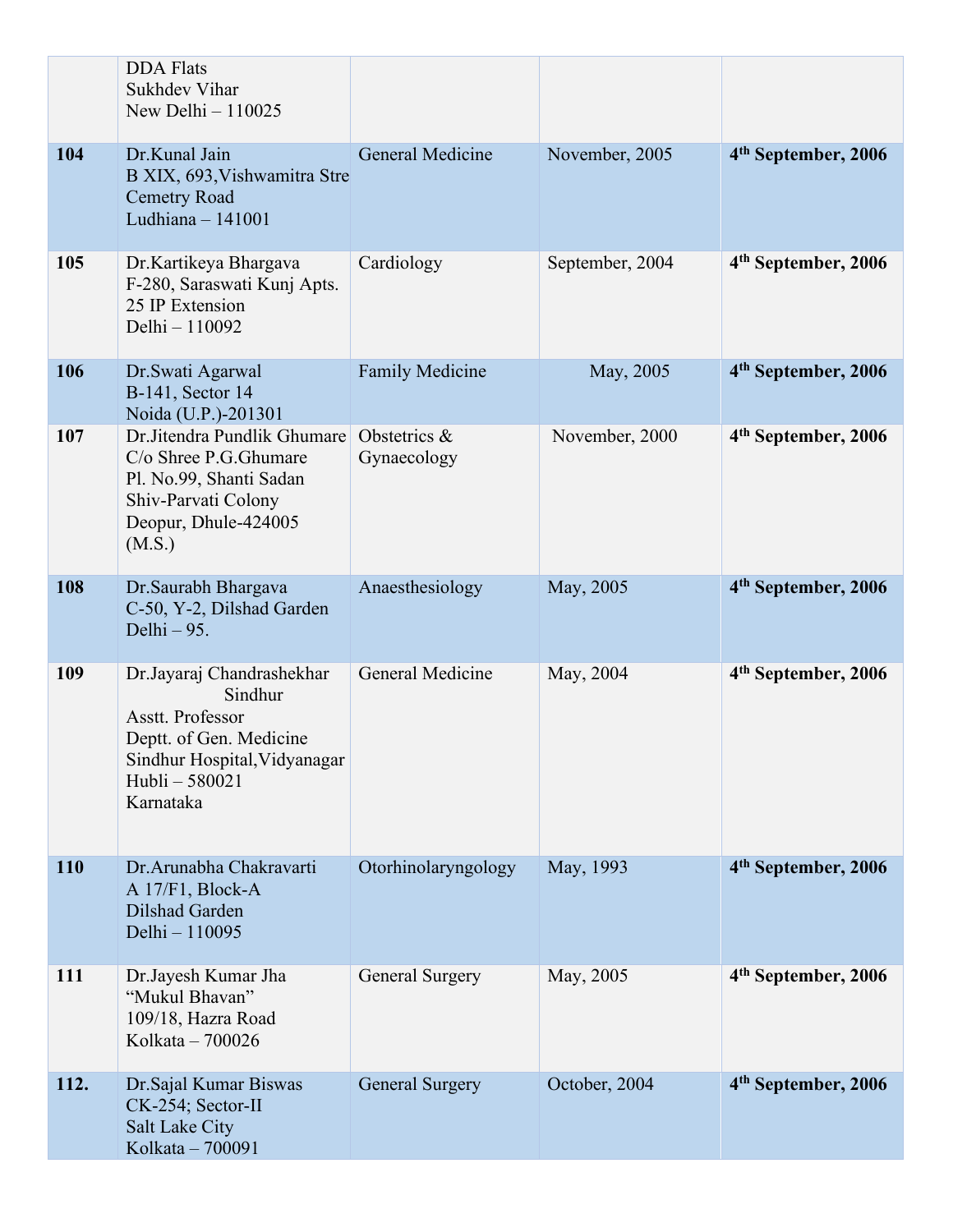| | | | | |
|---|---|---|---|---|
| | DDA Flats<br>Sukhdev Vihar<br>New Delhi – 110025 | | | |
| **104** | Dr.Kunal Jain<br>B XIX, 693,Vishwamitra Stre<br>Cemetry Road<br>Ludhiana – 141001 | General Medicine | November, 2005 | **4th September, 2006** |
| **105** | Dr.Kartikeya Bhargava<br>F-280, Saraswati Kunj Apts.<br>25 IP Extension<br>Delhi – 110092 | Cardiology | September, 2004 | **4th September, 2006** |
| **106** | Dr.Swati Agarwal<br>B-141, Sector 14<br>Noida (U.P.)-201301 | Family Medicine | May, 2005 | **4th September, 2006** |
| **107** | Dr.Jitendra Pundlik Ghumare<br>C/o Shree P.G.Ghumare<br>Pl. No.99, Shanti Sadan<br>Shiv-Parvati Colony<br>Deopur, Dhule-424005<br>(M.S.) | Obstetrics & Gynaecology | November, 2000 | **4th September, 2006** |
| **108** | Dr.Saurabh Bhargava<br>C-50, Y-2, Dilshad Garden<br>Delhi – 95. | Anaesthesiology | May, 2005 | **4th September, 2006** |
| **109** | Dr.Jayaraj Chandrashekhar Sindhur<br>Asstt. Professor<br>Deptt. of Gen. Medicine<br>Sindhur Hospital,Vidyanagar<br>Hubli – 580021<br>Karnataka | General Medicine | May, 2004 | **4th September, 2006** |
| **110** | Dr.Arunabha Chakravarti<br>A 17/F1, Block-A<br>Dilshad Garden<br>Delhi – 110095 | Otorhinolaryngology | May, 1993 | **4th September, 2006** |
| **111** | Dr.Jayesh Kumar Jha<br>"Mukul Bhavan"<br>109/18, Hazra Road<br>Kolkata – 700026 | General Surgery | May, 2005 | **4th September, 2006** |
| **112.** | Dr.Sajal Kumar Biswas<br>CK-254; Sector-II<br>Salt Lake City<br>Kolkata – 700091 | General Surgery | October, 2004 | **4th September, 2006** |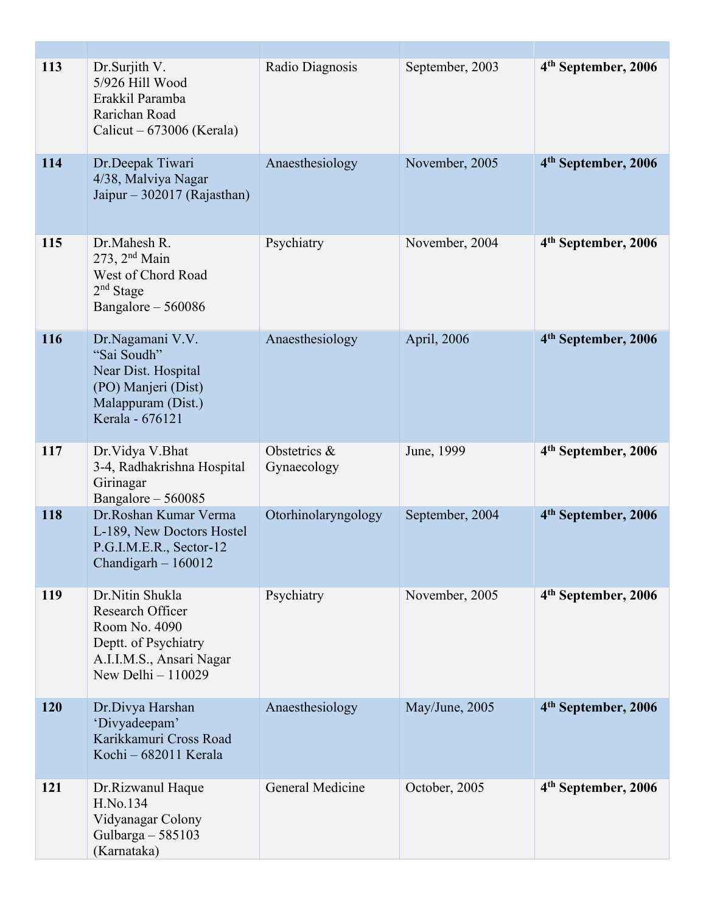| | | | | |
|---|---|---|---|---|
| **113** | Dr.Surjith V.<br>5/926 Hill Wood<br>Erakkil Paramba<br>Rarichan Road<br>Calicut – 673006 (Kerala) | Radio Diagnosis | September, 2003 | **4th September, 2006** |
| **114** | Dr.Deepak Tiwari<br>4/38, Malviya Nagar<br>Jaipur – 302017 (Rajasthan) | Anaesthesiology | November, 2005 | **4th September, 2006** |
| **115** | Dr.Mahesh R.<br>273, 2nd Main<br>West of Chord Road<br>2nd Stage<br>Bangalore – 560086 | Psychiatry | November, 2004 | **4th September, 2006** |
| **116** | Dr.Nagamani V.V.<br>"Sai Soudh"<br>Near Dist. Hospital<br>(PO) Manjeri (Dist)<br>Malappuram (Dist.)<br>Kerala - 676121 | Anaesthesiology | April, 2006 | **4th September, 2006** |
| **117** | Dr.Vidya V.Bhat<br>3-4, Radhakrishna Hospital<br>Girinagar<br>Bangalore – 560085 | Obstetrics & Gynaecology | June, 1999 | **4th September, 2006** |
| **118** | Dr.Roshan Kumar Verma<br>L-189, New Doctors Hostel<br>P.G.I.M.E.R., Sector-12<br>Chandigarh – 160012 | Otorhinolaryngology | September, 2004 | **4th September, 2006** |
| **119** | Dr.Nitin Shukla<br>Research Officer<br>Room No. 4090<br>Deptt. of Psychiatry<br>A.I.I.M.S., Ansari Nagar<br>New Delhi – 110029 | Psychiatry | November, 2005 | **4th September, 2006** |
| **120** | Dr.Divya Harshan<br>'Divyadeepam'<br>Karikkamuri Cross Road<br>Kochi – 682011 Kerala | Anaesthesiology | May/June, 2005 | **4th September, 2006** |
| **121** | Dr.Rizwanul Haque<br>H.No.134<br>Vidyanagar Colony<br>Gulbarga – 585103<br>(Karnataka) | General Medicine | October, 2005 | **4th September, 2006** |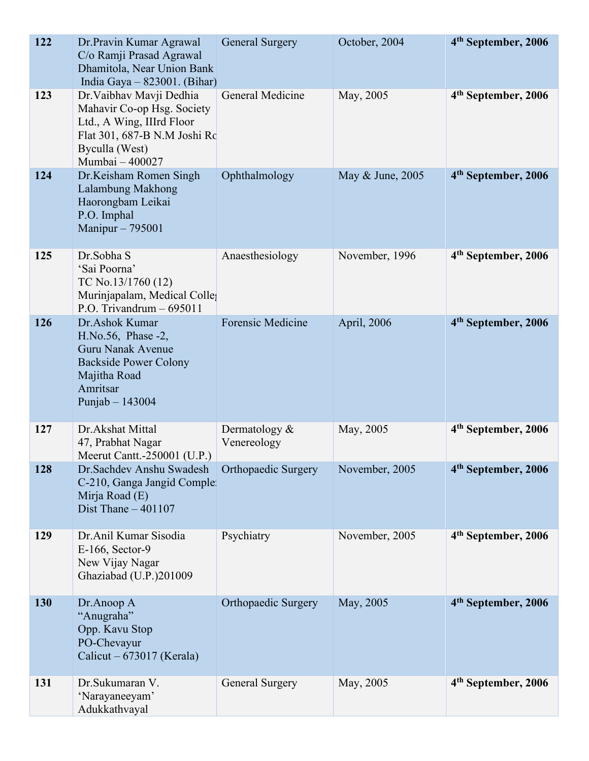| | | | | |
|---|---|---|---|---|
| **122** | Dr.Pravin Kumar Agrawal<br>C/o Ramji Prasad Agrawal<br>Dhamitola, Near Union Bank<br>India Gaya – 823001. (Bihar) | General Surgery | October, 2004 | **4th September, 2006** |
| **123** | Dr.Vaibhav Mavji Dedhia<br>Mahavir Co-op Hsg. Society<br>Ltd., A Wing, IIIrd Floor<br>Flat 301, 687-B N.M Joshi Ro<br>Byculla (West)<br>Mumbai – 400027 | General Medicine | May, 2005 | **4th September, 2006** |
| **124** | Dr.Keisham Romen Singh<br>Lalambung Makhong<br>Haorongbam Leikai<br>P.O. Imphal<br>Manipur – 795001 | Ophthalmology | May & June, 2005 | **4th September, 2006** |
| **125** | Dr.Sobha S<br>'Sai Poorna'<br>TC No.13/1760 (12)<br>Murinjapalam, Medical Colleg<br>P.O. Trivandrum – 695011 | Anaesthesiology | November, 1996 | **4th September, 2006** |
| **126** | Dr.Ashok Kumar<br>H.No.56, Phase -2,<br>Guru Nanak Avenue<br>Backside Power Colony<br>Majitha Road<br>Amritsar<br>Punjab – 143004 | Forensic Medicine | April, 2006 | **4th September, 2006** |
| **127** | Dr.Akshat Mittal<br>47, Prabhat Nagar<br>Meerut Cantt.-250001 (U.P.) | Dermatology & Venereology | May, 2005 | **4th September, 2006** |
| **128** | Dr.Sachdev Anshu Swadesh<br>C-210, Ganga Jangid Comple<br>Mirja Road (E)<br>Dist Thane – 401107 | Orthopaedic Surgery | November, 2005 | **4th September, 2006** |
| **129** | Dr.Anil Kumar Sisodia<br>E-166, Sector-9<br>New Vijay Nagar<br>Ghaziabad (U.P.)201009 | Psychiatry | November, 2005 | **4th September, 2006** |
| **130** | Dr.Anoop A<br>"Anugraha"<br>Opp. Kavu Stop<br>PO-Chevayur<br>Calicut – 673017 (Kerala) | Orthopaedic Surgery | May, 2005 | **4th September, 2006** |
| **131** | Dr.Sukumaran V.<br>'Narayaneeyam'<br>Adukkathvayal | General Surgery | May, 2005 | **4th September, 2006** |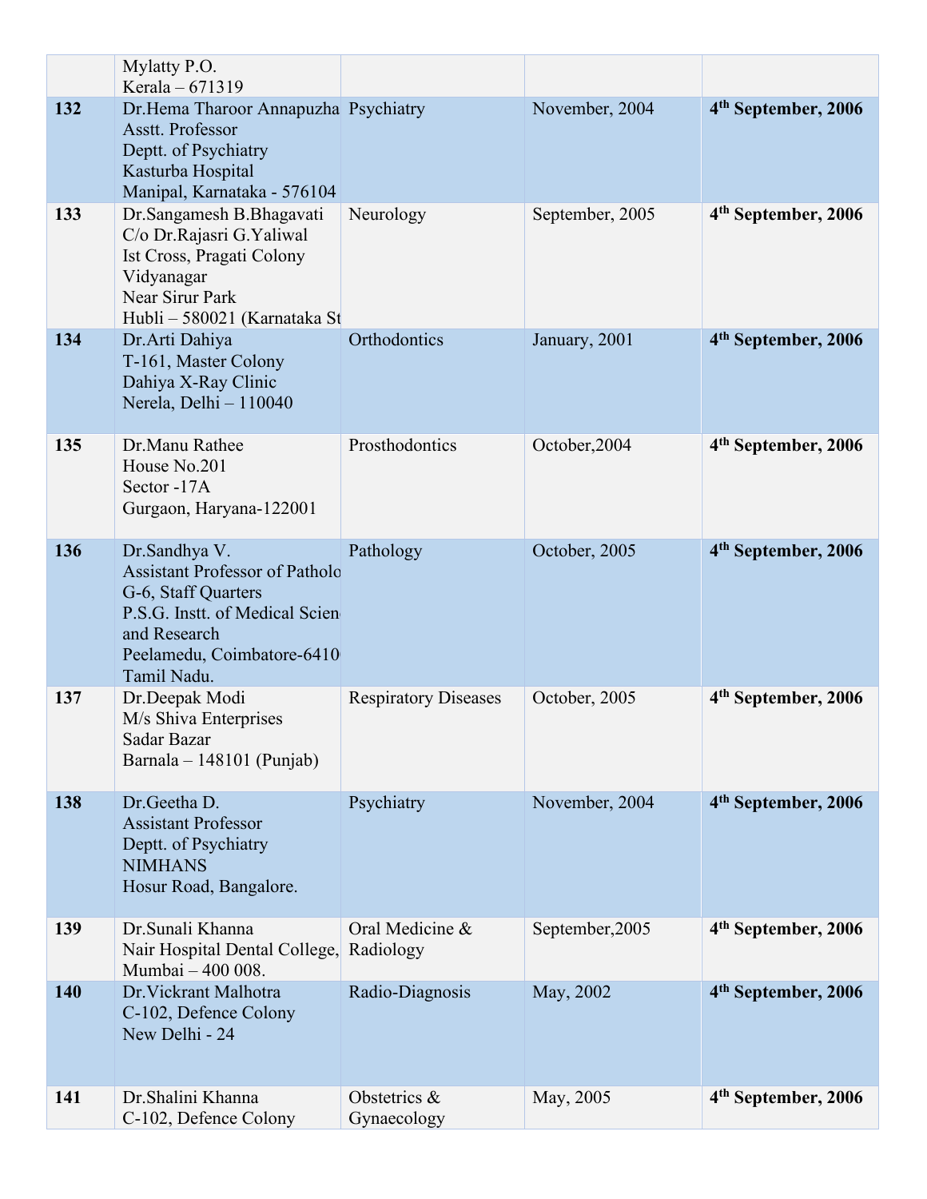| | | | | |
|---|---|---|---|---|
| | Mylatty P.O.<br>Kerala – 671319 | | | |
| **132** | Dr.Hema Tharoor Annapuzha<br>Asstt. Professor<br>Deptt. of Psychiatry<br>Kasturba Hospital<br>Manipal, Karnataka - 576104 | Psychiatry | November, 2004 | **4th September, 2006** |
| **133** | Dr.Sangamesh B.Bhagavati<br>C/o Dr.Rajasri G.Yaliwal<br>Ist Cross, Pragati Colony<br>Vidyanagar<br>Near Sirur Park<br>Hubli – 580021 (Karnataka St | Neurology | September, 2005 | **4th September, 2006** |
| **134** | Dr.Arti Dahiya<br>T-161, Master Colony<br>Dahiya X-Ray Clinic<br>Nerela, Delhi – 110040 | Orthodontics | January, 2001 | **4th September, 2006** |
| **135** | Dr.Manu Rathee<br>House No.201<br>Sector -17A<br>Gurgaon, Haryana-122001 | Prosthodontics | October,2004 | **4th September, 2006** |
| **136** | Dr.Sandhya V.<br>Assistant Professor of Patholo<br>G-6, Staff Quarters<br>P.S.G. Instt. of Medical Scien<br>and Research<br>Peelamedu, Coimbatore-6410<br>Tamil Nadu. | Pathology | October, 2005 | **4th September, 2006** |
| **137** | Dr.Deepak Modi<br>M/s Shiva Enterprises<br>Sadar Bazar<br>Barnala – 148101 (Punjab) | Respiratory Diseases | October, 2005 | **4th September, 2006** |
| **138** | Dr.Geetha D.<br>Assistant Professor<br>Deptt. of Psychiatry<br>NIMHANS<br>Hosur Road, Bangalore. | Psychiatry | November, 2004 | **4th September, 2006** |
| **139** | Dr.Sunali Khanna<br>Nair Hospital Dental College,<br>Mumbai – 400 008. | Oral Medicine & Radiology | September,2005 | **4th September, 2006** |
| **140** | Dr.Vickrant Malhotra<br>C-102, Defence Colony<br>New Delhi - 24 | Radio-Diagnosis | May, 2002 | **4th September, 2006** |
| **141** | Dr.Shalini Khanna<br>C-102, Defence Colony | Obstetrics & Gynaecology | May, 2005 | **4th September, 2006** |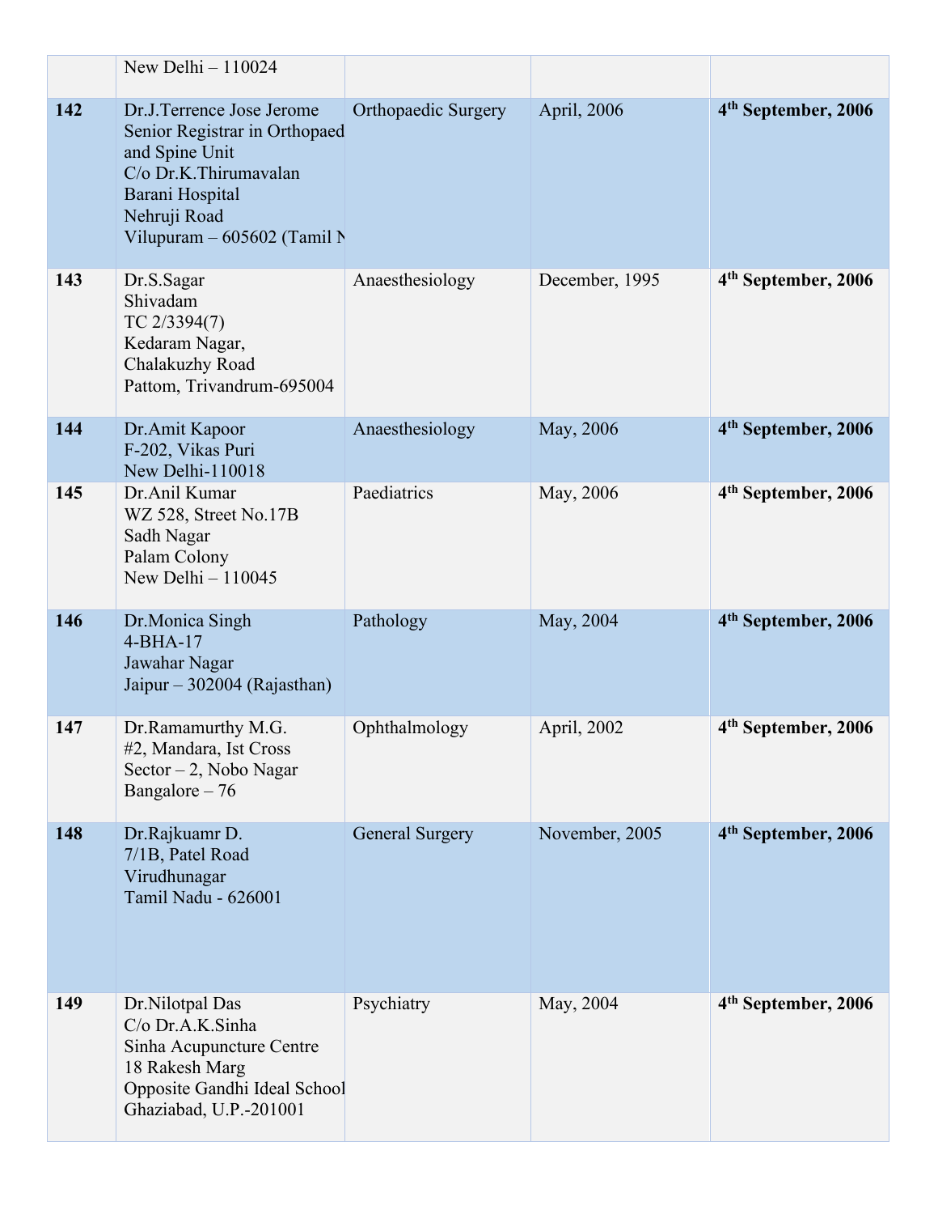| | | | | |
|---|---|---|---|---|
| | New Delhi – 110024 | | | |
| **142** | Dr.J.Terrence Jose Jerome<br>Senior Registrar in Orthopaed<br>and Spine Unit<br>C/o Dr.K.Thirumavalan<br>Barani Hospital<br>Nehruji Road<br>Vilupuram – 605602 (Tamil N | Orthopaedic Surgery | April, 2006 | **4th September, 2006** |
| **143** | Dr.S.Sagar<br>Shivadam<br>TC 2/3394(7)<br>Kedaram Nagar,<br>Chalakuzhy Road<br>Pattom, Trivandrum-695004 | Anaesthesiology | December, 1995 | **4th September, 2006** |
| **144** | Dr.Amit Kapoor<br>F-202, Vikas Puri<br>New Delhi-110018 | Anaesthesiology | May, 2006 | **4th September, 2006** |
| **145** | Dr.Anil Kumar<br>WZ 528, Street No.17B<br>Sadh Nagar<br>Palam Colony<br>New Delhi – 110045 | Paediatrics | May, 2006 | **4th September, 2006** |
| **146** | Dr.Monica Singh<br>4-BHA-17<br>Jawahar Nagar<br>Jaipur – 302004 (Rajasthan) | Pathology | May, 2004 | **4th September, 2006** |
| **147** | Dr.Ramamurthy M.G.<br>#2, Mandara, Ist Cross<br>Sector – 2, Nobo Nagar<br>Bangalore – 76 | Ophthalmology | April, 2002 | **4th September, 2006** |
| **148** | Dr.Rajkuamr D.<br>7/1B, Patel Road<br>Virudhunagar<br>Tamil Nadu - 626001 | General Surgery | November, 2005 | **4th September, 2006** |
| **149** | Dr.Nilotpal Das<br>C/o Dr.A.K.Sinha<br>Sinha Acupuncture Centre<br>18 Rakesh Marg<br>Opposite Gandhi Ideal School<br>Ghaziabad, U.P.-201001 | Psychiatry | May, 2004 | **4th September, 2006** |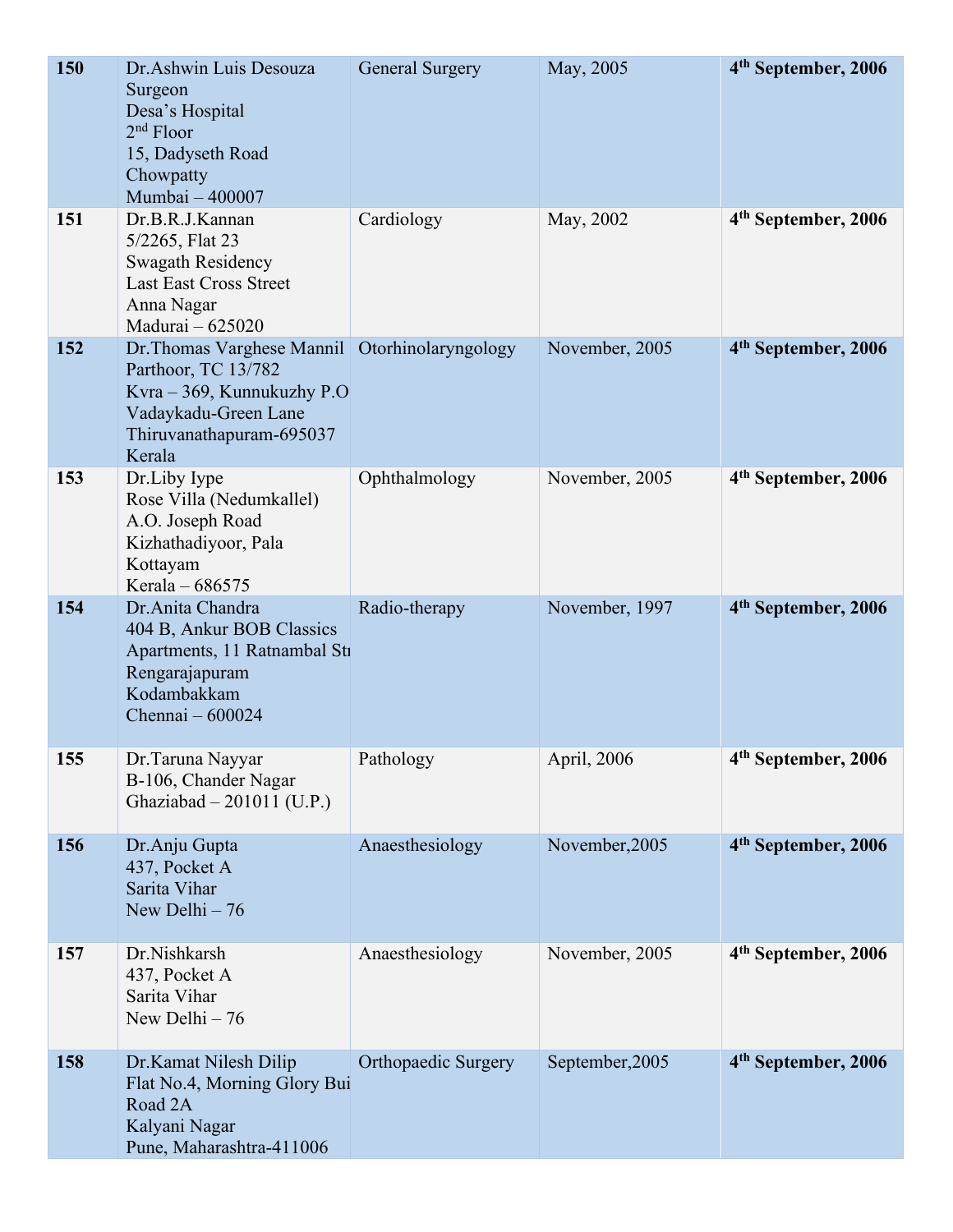| | | | | |
|---|---|---|---|---|
| **150** | Dr.Ashwin Luis Desouza<br>Surgeon<br>Desa's Hospital<br>2nd Floor<br>15, Dadyseth Road<br>Chowpatty<br>Mumbai – 400007 | General Surgery | May, 2005 | **4th September, 2006** |
| **151** | Dr.B.R.J.Kannan<br>5/2265, Flat 23<br>Swagath Residency<br>Last East Cross Street<br>Anna Nagar<br>Madurai – 625020 | Cardiology | May, 2002 | **4th September, 2006** |
| **152** | Dr.Thomas Varghese Mannil<br>Parthoor, TC 13/782<br>Kvra – 369, Kunnukuzhy P.O<br>Vadaykadu-Green Lane<br>Thiruvanathapuram-695037<br>Kerala | Otorhinolaryngology | November, 2005 | **4th September, 2006** |
| **153** | Dr.Liby Iype<br>Rose Villa (Nedumkallel)<br>A.O. Joseph Road<br>Kizhathadiyoor, Pala<br>Kottayam<br>Kerala – 686575 | Ophthalmology | November, 2005 | **4th September, 2006** |
| **154** | Dr.Anita Chandra<br>404 B, Ankur BOB Classics<br>Apartments, 11 Ratnambal Str<br>Rengarajapuram<br>Kodambakkam<br>Chennai – 600024 | Radio-therapy | November, 1997 | **4th September, 2006** |
| **155** | Dr.Taruna Nayyar<br>B-106, Chander Nagar<br>Ghaziabad – 201011 (U.P.) | Pathology | April, 2006 | **4th September, 2006** |
| **156** | Dr.Anju Gupta<br>437, Pocket A<br>Sarita Vihar<br>New Delhi – 76 | Anaesthesiology | November,2005 | **4th September, 2006** |
| **157** | Dr.Nishkarsh<br>437, Pocket A<br>Sarita Vihar<br>New Delhi – 76 | Anaesthesiology | November, 2005 | **4th September, 2006** |
| **158** | Dr.Kamat Nilesh Dilip<br>Flat No.4, Morning Glory Bui<br>Road 2A<br>Kalyani Nagar<br>Pune, Maharashtra-411006 | Orthopaedic Surgery | September,2005 | **4th September, 2006** |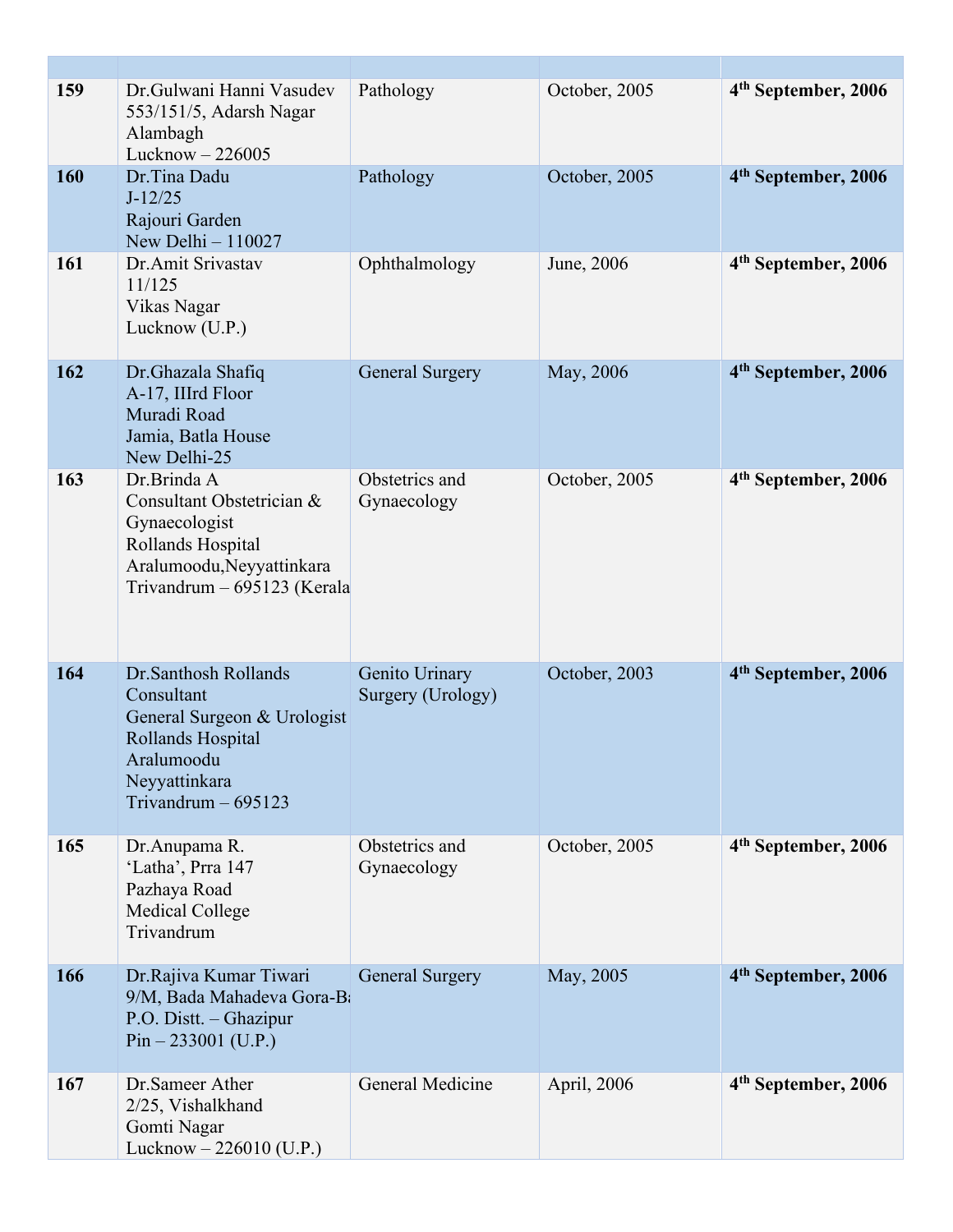| | | | | |
|---|---|---|---|---|
| **159** | Dr.Gulwani Hanni Vasudev<br>553/151/5, Adarsh Nagar<br>Alambagh<br>Lucknow – 226005 | Pathology | October, 2005 | **4th September, 2006** |
| **160** | Dr.Tina Dadu<br>J-12/25<br>Rajouri Garden<br>New Delhi – 110027 | Pathology | October, 2005 | **4th September, 2006** |
| **161** | Dr.Amit Srivastav<br>11/125<br>Vikas Nagar<br>Lucknow (U.P.) | Ophthalmology | June, 2006 | **4th September, 2006** |
| **162** | Dr.Ghazala Shafiq<br>A-17, IIIrd Floor<br>Muradi Road<br>Jamia, Batla House<br>New Delhi-25 | General Surgery | May, 2006 | **4th September, 2006** |
| **163** | Dr.Brinda A<br>Consultant Obstetrician & Gynaecologist<br>Rollands Hospital<br>Aralumoodu,Neyyattinkara<br>Trivandrum – 695123 (Kerala | Obstetrics and Gynaecology | October, 2005 | **4th September, 2006** |
| **164** | Dr.Santhosh Rollands<br>Consultant<br>General Surgeon & Urologist<br>Rollands Hospital<br>Aralumoodu<br>Neyyattinkara<br>Trivandrum – 695123 | Genito Urinary Surgery (Urology) | October, 2003 | **4th September, 2006** |
| **165** | Dr.Anupama R.<br>'Latha', Prra 147<br>Pazhaya Road<br>Medical College<br>Trivandrum | Obstetrics and Gynaecology | October, 2005 | **4th September, 2006** |
| **166** | Dr.Rajiva Kumar Tiwari<br>9/M, Bada Mahadeva Gora-Ba<br>P.O. Distt. – Ghazipur<br>Pin – 233001 (U.P.) | General Surgery | May, 2005 | **4th September, 2006** |
| **167** | Dr.Sameer Ather<br>2/25, Vishalkhand<br>Gomti Nagar<br>Lucknow – 226010 (U.P.) | General Medicine | April, 2006 | **4th September, 2006** |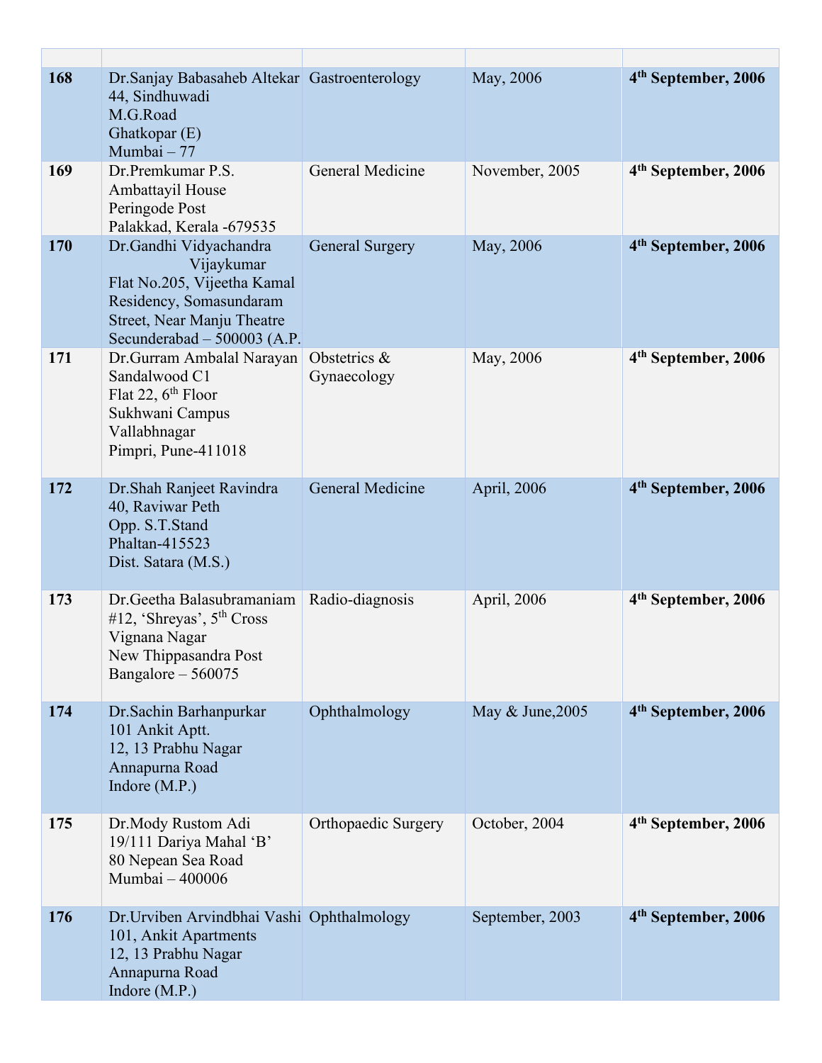| | | | | |
|---|---|---|---|---|
| **168** | Dr.Sanjay Babasaheb Altekar<br>44, Sindhuwadi<br>M.G.Road<br>Ghatkopar (E)<br>Mumbai – 77 | Gastroenterology | May, 2006 | **4th September, 2006** |
| **169** | Dr.Premkumar P.S.<br>Ambattayil House<br>Peringode Post<br>Palakkad, Kerala -679535 | General Medicine | November, 2005 | **4th September, 2006** |
| **170** | Dr.Gandhi Vidyachandra Vijaykumar<br>Flat No.205, Vijeetha Kamal Residency, Somasundaram Street, Near Manju Theatre<br>Secunderabad – 500003 (A.P. | General Surgery | May, 2006 | **4th September, 2006** |
| **171** | Dr.Gurram Ambalal Narayan<br>Sandalwood C1<br>Flat 22, 6th Floor<br>Sukhwani Campus<br>Vallabhnagar<br>Pimpri, Pune-411018 | Obstetrics & Gynaecology | May, 2006 | **4th September, 2006** |
| **172** | Dr.Shah Ranjeet Ravindra<br>40, Raviwar Peth<br>Opp. S.T.Stand<br>Phaltan-415523<br>Dist. Satara (M.S.) | General Medicine | April, 2006 | **4th September, 2006** |
| **173** | Dr.Geetha Balasubramaniam<br>#12, 'Shreyas', 5th Cross<br>Vignana Nagar<br>New Thippasandra Post<br>Bangalore – 560075 | Radio-diagnosis | April, 2006 | **4th September, 2006** |
| **174** | Dr.Sachin Barhanpurkar<br>101 Ankit Aptt.<br>12, 13 Prabhu Nagar<br>Annapurna Road<br>Indore (M.P.) | Ophthalmology | May & June,2005 | **4th September, 2006** |
| **175** | Dr.Mody Rustom Adi<br>19/111 Dariya Mahal 'B'<br>80 Nepean Sea Road<br>Mumbai – 400006 | Orthopaedic Surgery | October, 2004 | **4th September, 2006** |
| **176** | Dr.Urviben Arvindbhai Vashi<br>101, Ankit Apartments<br>12, 13 Prabhu Nagar<br>Annapurna Road<br>Indore (M.P.) | Ophthalmology | September, 2003 | **4th September, 2006** |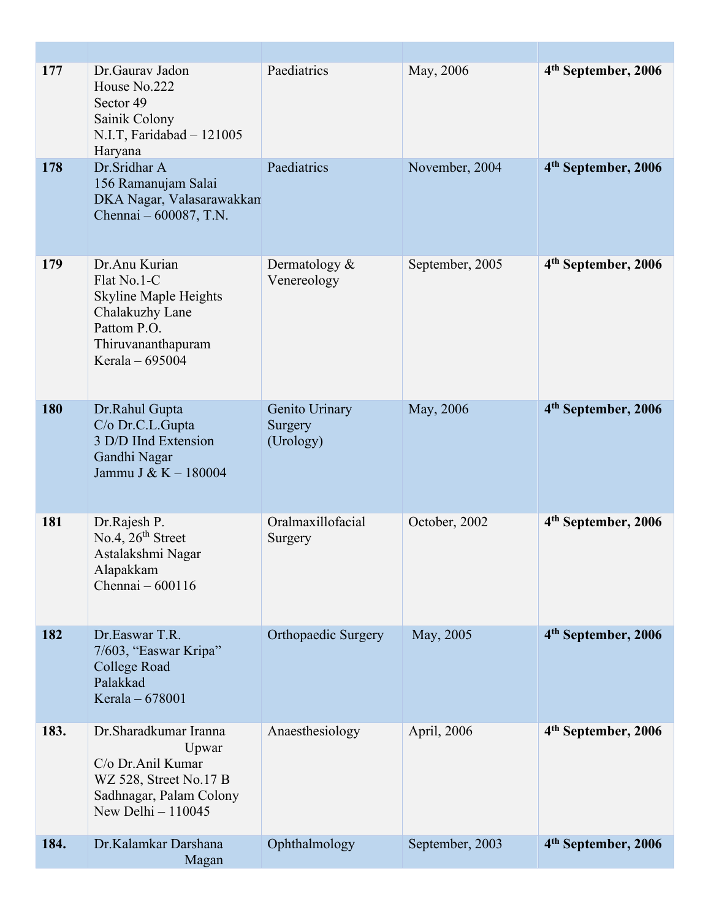| | | | | |
|---|---|---|---|---|
| **177** | Dr.Gaurav Jadon<br>House No.222<br>Sector 49<br>Sainik Colony<br>N.I.T, Faridabad – 121005<br>Haryana | Paediatrics | May, 2006 | **4th September, 2006** |
| **178** | Dr.Sridhar A<br>156 Ramanujam Salai<br>DKA Nagar, Valasarawakkam<br>Chennai – 600087, T.N. | Paediatrics | November, 2004 | **4th September, 2006** |
| **179** | Dr.Anu Kurian<br>Flat No.1-C<br>Skyline Maple Heights<br>Chalakuzhy Lane<br>Pattom P.O.<br>Thiruvananthapuram<br>Kerala – 695004 | Dermatology & Venereology | September, 2005 | **4th September, 2006** |
| **180** | Dr.Rahul Gupta<br>C/o Dr.C.L.Gupta<br>3 D/D IInd Extension<br>Gandhi Nagar<br>Jammu J & K – 180004 | Genito Urinary Surgery (Urology) | May, 2006 | **4th September, 2006** |
| **181** | Dr.Rajesh P.<br>No.4, 26th Street<br>Astalakshmi Nagar<br>Alapakkam<br>Chennai – 600116 | Oralmaxillofacial Surgery | October, 2002 | **4th September, 2006** |
| **182** | Dr.Easwar T.R.<br>7/603, "Easwar Kripa"<br>College Road<br>Palakkad<br>Kerala – 678001 | Orthopaedic Surgery | May, 2005 | **4th September, 2006** |
| **183.** | Dr.Sharadkumar Iranna Upwar<br>C/o Dr.Anil Kumar<br>WZ 528, Street No.17 B<br>Sadhnagar, Palam Colony<br>New Delhi – 110045 | Anaesthesiology | April, 2006 | **4th September, 2006** |
| **184.** | Dr.Kalamkar Darshana Magan | Ophthalmology | September, 2003 | **4th September, 2006** |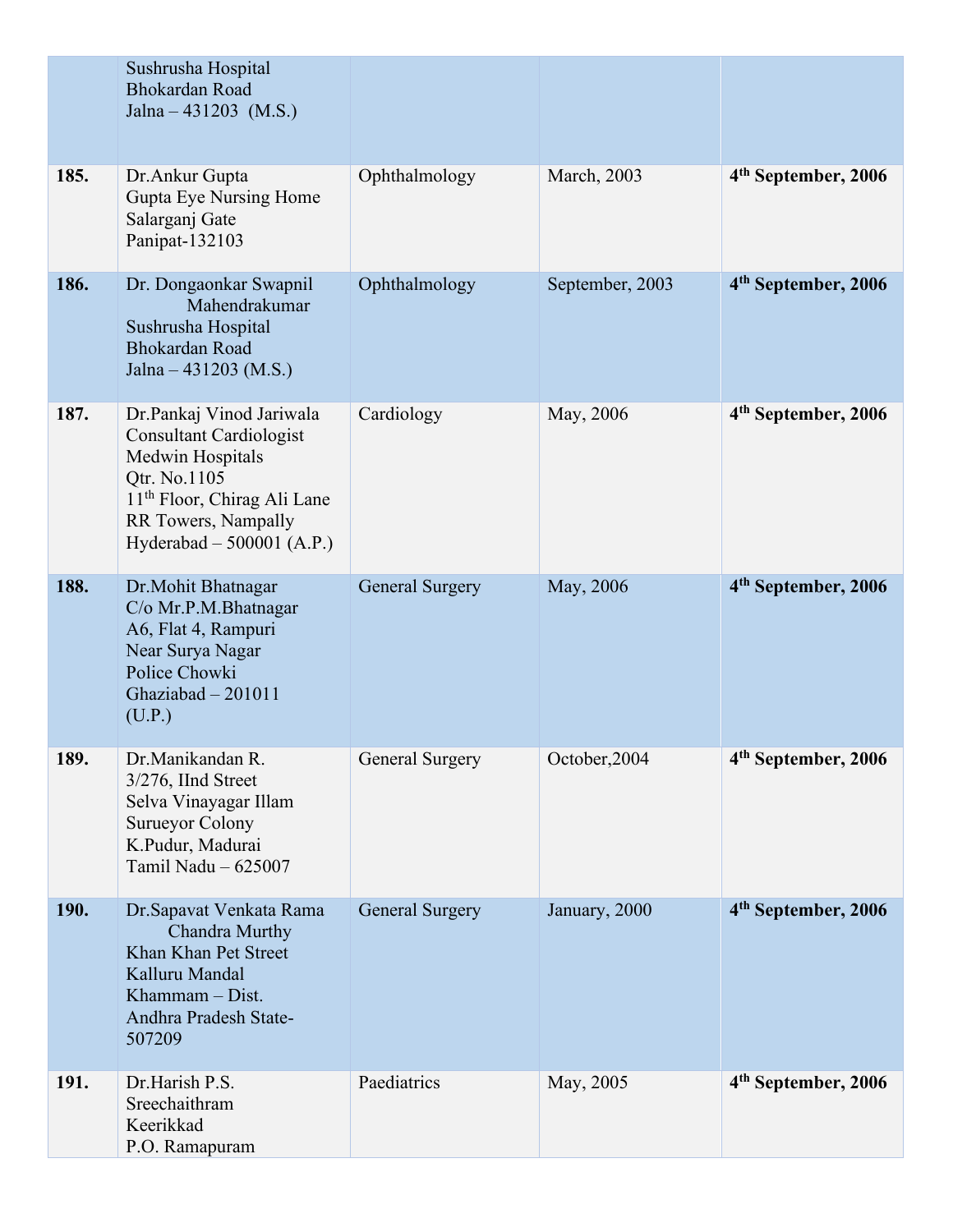| | | | | |
|---|---|---|---|---|
| | Sushrusha Hospital<br>Bhokardan Road<br>Jalna – 431203 (M.S.) | | | |
| **185.** | Dr.Ankur Gupta<br>Gupta Eye Nursing Home<br>Salarganj Gate<br>Panipat-132103 | Ophthalmology | March, 2003 | **4th September, 2006** |
| **186.** | Dr. Dongaonkar Swapnil Mahendrakumar<br>Sushrusha Hospital<br>Bhokardan Road<br>Jalna – 431203 (M.S.) | Ophthalmology | September, 2003 | **4th September, 2006** |
| **187.** | Dr.Pankaj Vinod Jariwala<br>Consultant Cardiologist<br>Medwin Hospitals<br>Qtr. No.1105<br>11th Floor, Chirag Ali Lane<br>RR Towers, Nampally<br>Hyderabad – 500001 (A.P.) | Cardiology | May, 2006 | **4th September, 2006** |
| **188.** | Dr.Mohit Bhatnagar<br>C/o Mr.P.M.Bhatnagar<br>A6, Flat 4, Rampuri<br>Near Surya Nagar<br>Police Chowki<br>Ghaziabad – 201011<br>(U.P.) | General Surgery | May, 2006 | **4th September, 2006** |
| **189.** | Dr.Manikandan R.<br>3/276, IInd Street<br>Selva Vinayagar Illam<br>Surueyor Colony<br>K.Pudur, Madurai<br>Tamil Nadu – 625007 | General Surgery | October,2004 | **4th September, 2006** |
| **190.** | Dr.Sapavat Venkata Rama Chandra Murthy<br>Khan Khan Pet Street<br>Kalluru Mandal<br>Khammam – Dist.<br>Andhra Pradesh State-507209 | General Surgery | January, 2000 | **4th September, 2006** |
| **191.** | Dr.Harish P.S.<br>Sreechaithram<br>Keerikkad<br>P.O. Ramapuram | Paediatrics | May, 2005 | **4th September, 2006** |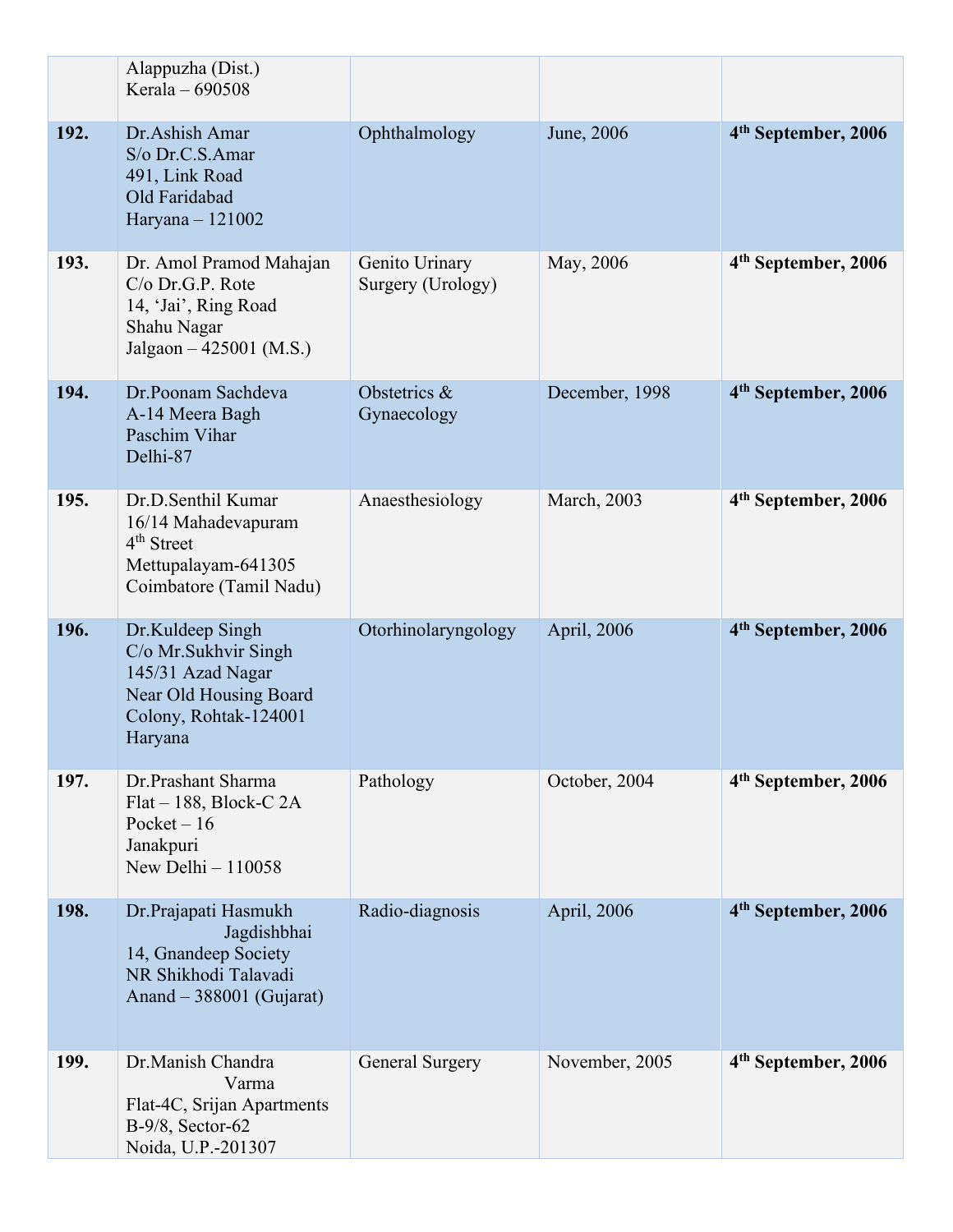| | | | | |
|---|---|---|---|---|
| | Alappuzha (Dist.) Kerala – 690508 | | | |
| **192.** | Dr.Ashish Amar S/o Dr.C.S.Amar 491, Link Road Old Faridabad Haryana – 121002 | Ophthalmology | June, 2006 | **4th September, 2006** |
| **193.** | Dr. Amol Pramod Mahajan C/o Dr.G.P. Rote 14, 'Jai', Ring Road Shahu Nagar Jalgaon – 425001 (M.S.) | Genito Urinary Surgery (Urology) | May, 2006 | **4th September, 2006** |
| **194.** | Dr.Poonam Sachdeva A-14 Meera Bagh Paschim Vihar Delhi-87 | Obstetrics & Gynaecology | December, 1998 | **4th September, 2006** |
| **195.** | Dr.D.Senthil Kumar 16/14 Mahadevapuram 4th Street Mettupalayam-641305 Coimbatore (Tamil Nadu) | Anaesthesiology | March, 2003 | **4th September, 2006** |
| **196.** | Dr.Kuldeep Singh C/o Mr.Sukhvir Singh 145/31 Azad Nagar Near Old Housing Board Colony, Rohtak-124001 Haryana | Otorhinolaryngology | April, 2006 | **4th September, 2006** |
| **197.** | Dr.Prashant Sharma Flat – 188, Block-C 2A Pocket – 16 Janakpuri New Delhi – 110058 | Pathology | October, 2004 | **4th September, 2006** |
| **198.** | Dr.Prajapati Hasmukh Jagdishbhai 14, Gnandeep Society NR Shikhodi Talavadi Anand – 388001 (Gujarat) | Radio-diagnosis | April, 2006 | **4th September, 2006** |
| **199.** | Dr.Manish Chandra Varma Flat-4C, Srijan Apartments B-9/8, Sector-62 Noida, U.P.-201307 | General Surgery | November, 2005 | **4th September, 2006** |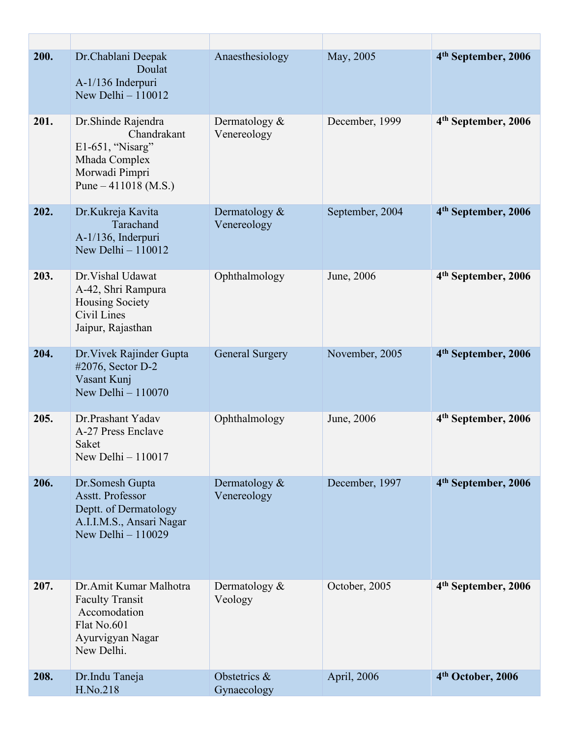| | | | | |
|---|---|---|---|---|
| **200.** | Dr.Chablani Deepak Doulat<br>A-1/136 Inderpuri<br>New Delhi – 110012 | Anaesthesiology | May, 2005 | **4th September, 2006** |
| **201.** | Dr.Shinde Rajendra Chandrakant<br>E1-651, "Nisarg"<br>Mhada Complex<br>Morwadi Pimpri<br>Pune – 411018 (M.S.) | Dermatology & Venereology | December, 1999 | **4th September, 2006** |
| **202.** | Dr.Kukreja Kavita Tarachand<br>A-1/136, Inderpuri<br>New Delhi – 110012 | Dermatology & Venereology | September, 2004 | **4th September, 2006** |
| **203.** | Dr.Vishal Udawat<br>A-42, Shri Rampura Housing Society<br>Civil Lines<br>Jaipur, Rajasthan | Ophthalmology | June, 2006 | **4th September, 2006** |
| **204.** | Dr.Vivek Rajinder Gupta<br>#2076, Sector D-2<br>Vasant Kunj<br>New Delhi – 110070 | General Surgery | November, 2005 | **4th September, 2006** |
| **205.** | Dr.Prashant Yadav<br>A-27 Press Enclave<br>Saket<br>New Delhi – 110017 | Ophthalmology | June, 2006 | **4th September, 2006** |
| **206.** | Dr.Somesh Gupta<br>Asstt. Professor<br>Deptt. of Dermatology<br>A.I.I.M.S., Ansari Nagar<br>New Delhi – 110029 | Dermatology & Venereology | December, 1997 | **4th September, 2006** |
| **207.** | Dr.Amit Kumar Malhotra<br>Faculty Transit Accomodation<br>Flat No.601<br>Ayurvigyan Nagar<br>New Delhi. | Dermatology & Veology | October, 2005 | **4th September, 2006** |
| **208.** | Dr.Indu Taneja<br>H.No.218 | Obstetrics & Gynaecology | April, 2006 | **4th October, 2006** |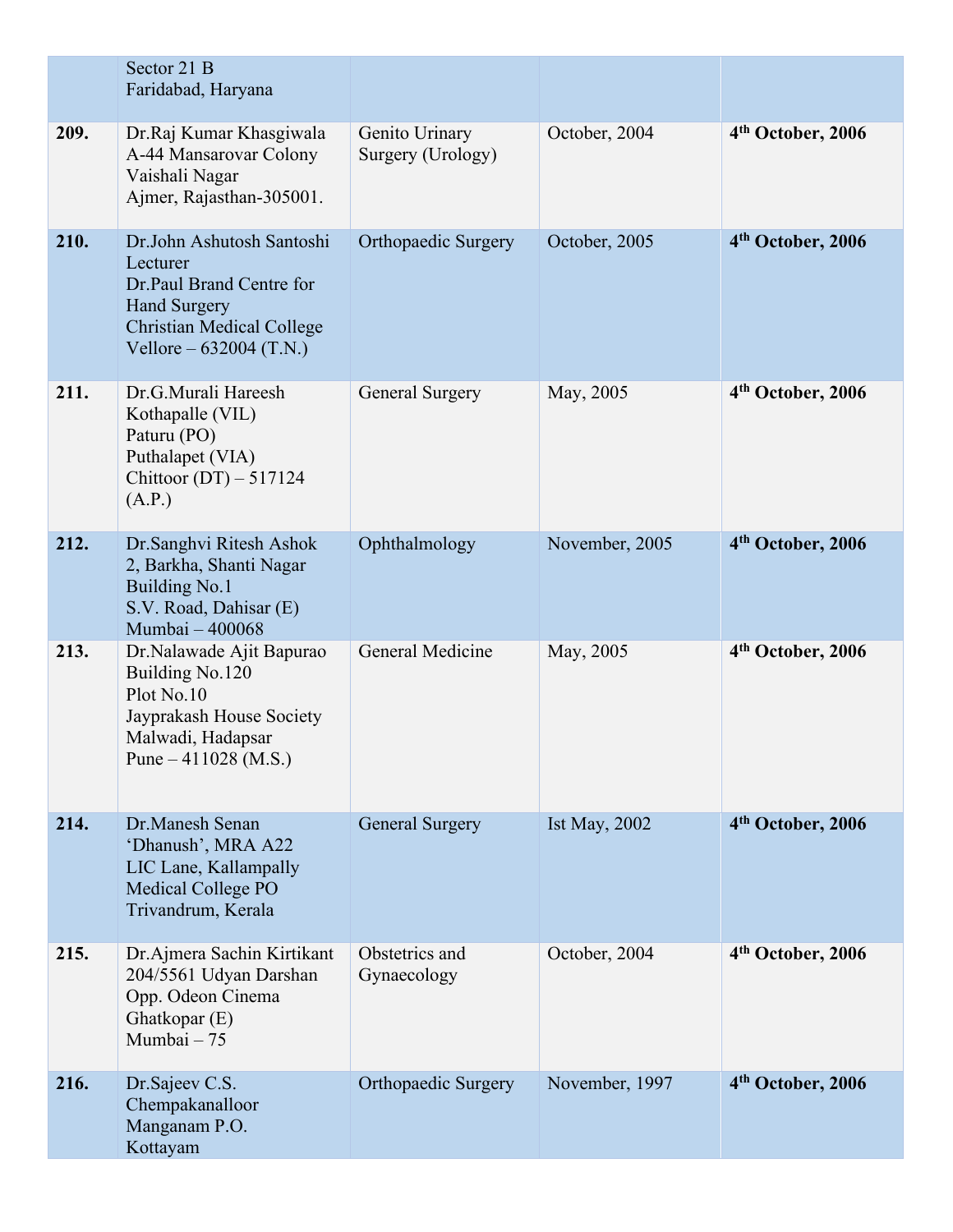| | | | | |
|---|---|---|---|---|
| | Sector 21 B<br>Faridabad, Haryana | | | |
| **209.** | Dr.Raj Kumar Khasgiwala<br>A-44 Mansarovar Colony<br>Vaishali Nagar<br>Ajmer, Rajasthan-305001. | Genito Urinary Surgery (Urology) | October, 2004 | **4th October, 2006** |
| **210.** | Dr.John Ashutosh Santoshi<br>Lecturer<br>Dr.Paul Brand Centre for Hand Surgery<br>Christian Medical College<br>Vellore – 632004 (T.N.) | Orthopaedic Surgery | October, 2005 | **4th October, 2006** |
| **211.** | Dr.G.Murali Hareesh<br>Kothapalle (VIL)<br>Paturu (PO)<br>Puthalapet (VIA)<br>Chittoor (DT) – 517124 (A.P.) | General Surgery | May, 2005 | **4th October, 2006** |
| **212.** | Dr.Sanghvi Ritesh Ashok<br>2, Barkha, Shanti Nagar<br>Building No.1<br>S.V. Road, Dahisar (E)<br>Mumbai – 400068 | Ophthalmology | November, 2005 | **4th October, 2006** |
| **213.** | Dr.Nalawade Ajit Bapurao<br>Building No.120<br>Plot No.10<br>Jayprakash House Society<br>Malwadi, Hadapsar<br>Pune – 411028 (M.S.) | General Medicine | May, 2005 | **4th October, 2006** |
| **214.** | Dr.Manesh Senan<br>'Dhanush', MRA A22<br>LIC Lane, Kallampally<br>Medical College PO<br>Trivandrum, Kerala | General Surgery | Ist May, 2002 | **4th October, 2006** |
| **215.** | Dr.Ajmera Sachin Kirtikant<br>204/5561 Udyan Darshan<br>Opp. Odeon Cinema<br>Ghatkopar (E)<br>Mumbai – 75 | Obstetrics and Gynaecology | October, 2004 | **4th October, 2006** |
| **216.** | Dr.Sajeev C.S.<br>Chempakanalloor<br>Manganam P.O.<br>Kottayam | Orthopaedic Surgery | November, 1997 | **4th October, 2006** |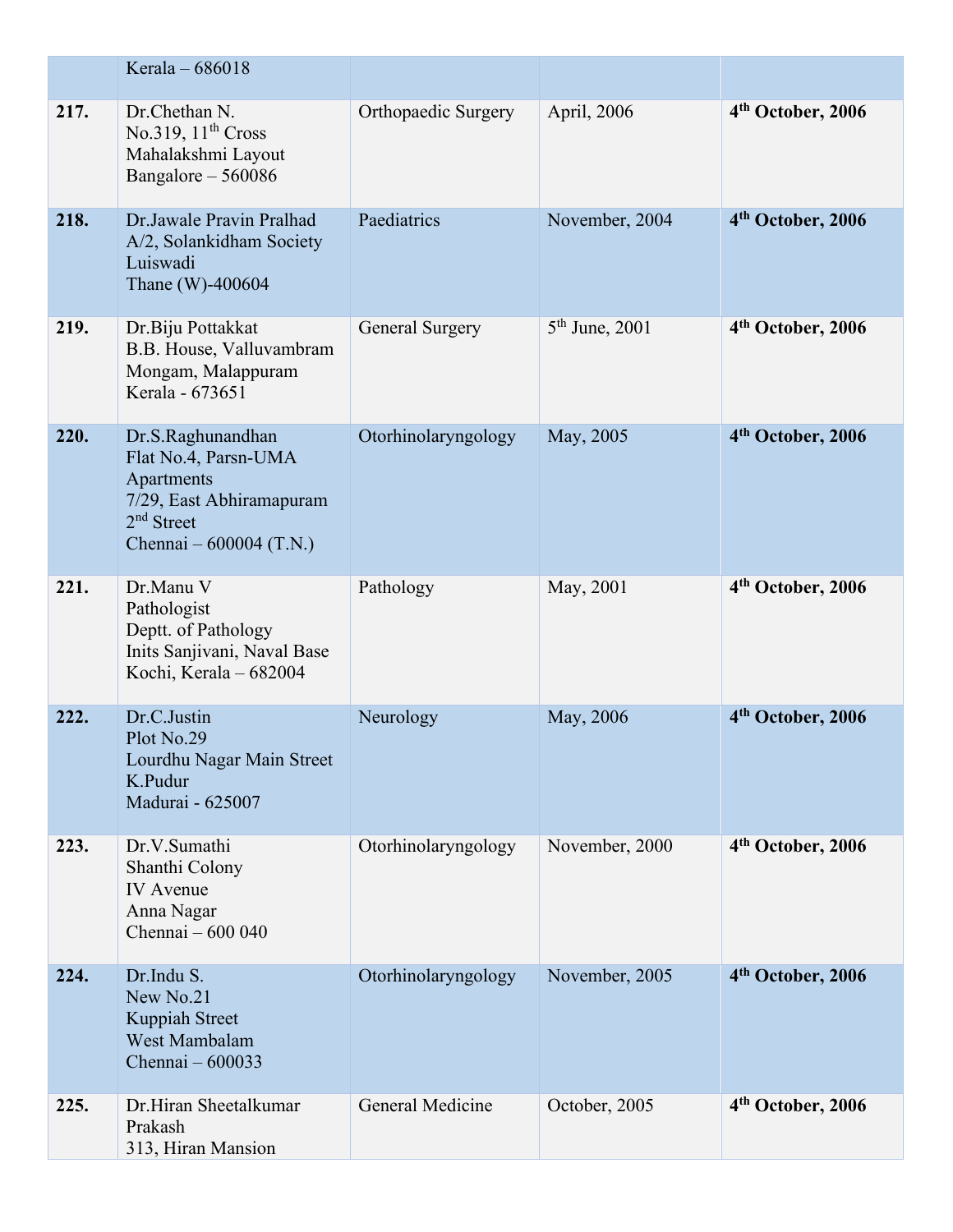| | | | | |
|---|---|---|---|---|
| | Kerala – 686018 | | | |
| **217.** | Dr.Chethan N.<br>No.319, 11th Cross<br>Mahalakshmi Layout<br>Bangalore – 560086 | Orthopaedic Surgery | April, 2006 | **4th October, 2006** |
| **218.** | Dr.Jawale Pravin Pralhad<br>A/2, Solankidham Society<br>Luiswadi<br>Thane (W)-400604 | Paediatrics | November, 2004 | **4th October, 2006** |
| **219.** | Dr.Biju Pottakkat<br>B.B. House, Valluvambram<br>Mongam, Malappuram<br>Kerala - 673651 | General Surgery | 5th June, 2001 | **4th October, 2006** |
| **220.** | Dr.S.Raghunandhan<br>Flat No.4, Parsn-UMA Apartments<br>7/29, East Abhiramapuram<br>2nd Street<br>Chennai – 600004 (T.N.) | Otorhinolaryngology | May, 2005 | **4th October, 2006** |
| **221.** | Dr.Manu V<br>Pathologist<br>Deptt. of Pathology<br>Inits Sanjivani, Naval Base<br>Kochi, Kerala – 682004 | Pathology | May, 2001 | **4th October, 2006** |
| **222.** | Dr.C.Justin<br>Plot No.29<br>Lourdhu Nagar Main Street<br>K.Pudur<br>Madurai - 625007 | Neurology | May, 2006 | **4th October, 2006** |
| **223.** | Dr.V.Sumathi<br>Shanthi Colony<br>IV Avenue<br>Anna Nagar<br>Chennai – 600 040 | Otorhinolaryngology | November, 2000 | **4th October, 2006** |
| **224.** | Dr.Indu S.<br>New No.21<br>Kuppiah Street<br>West Mambalam<br>Chennai – 600033 | Otorhinolaryngology | November, 2005 | **4th October, 2006** |
| **225.** | Dr.Hiran Sheetalkumar Prakash<br>313, Hiran Mansion | General Medicine | October, 2005 | **4th October, 2006** |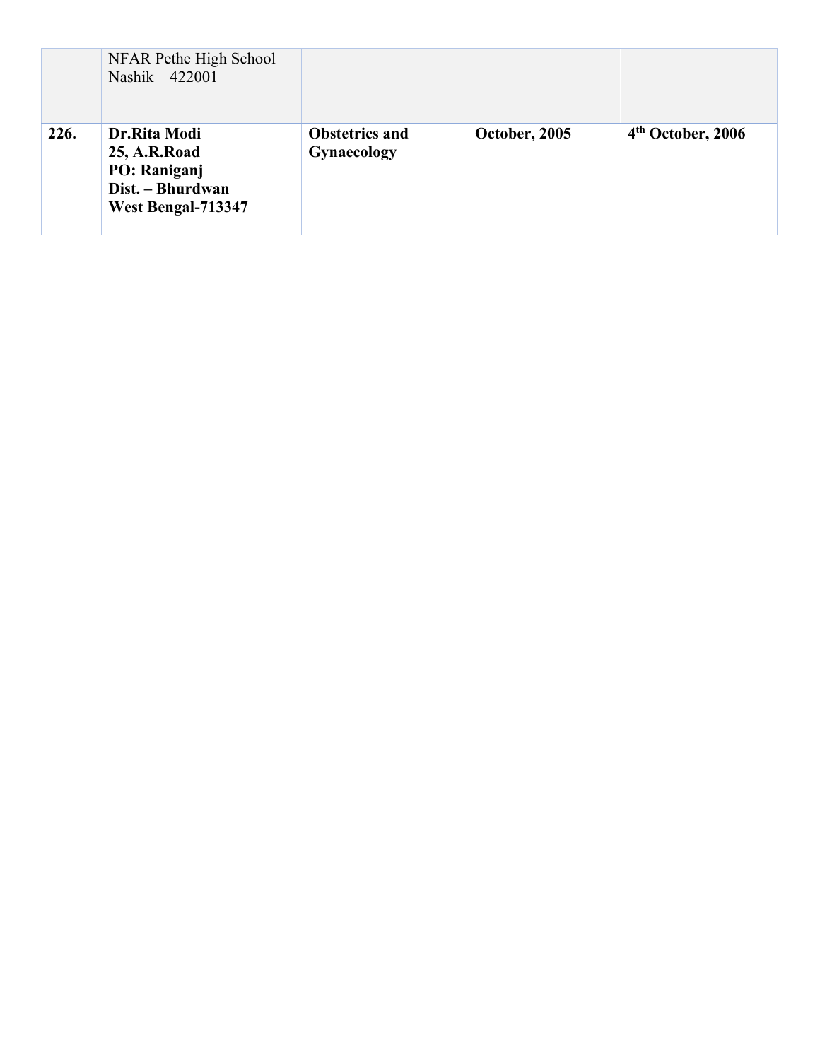| | | | | |
|---|---|---|---|---|
| | NFAR Pethe High School<br>Nashik – 422001 | | | |
| **226.** | **Dr.Rita Modi**<br>**25, A.R.Road**<br>**PO: Raniganj**<br>**Dist. – Bhurdwan**<br>**West Bengal-713347** | **Obstetrics and Gynaecology** | **October, 2005** | **4th October, 2006** |